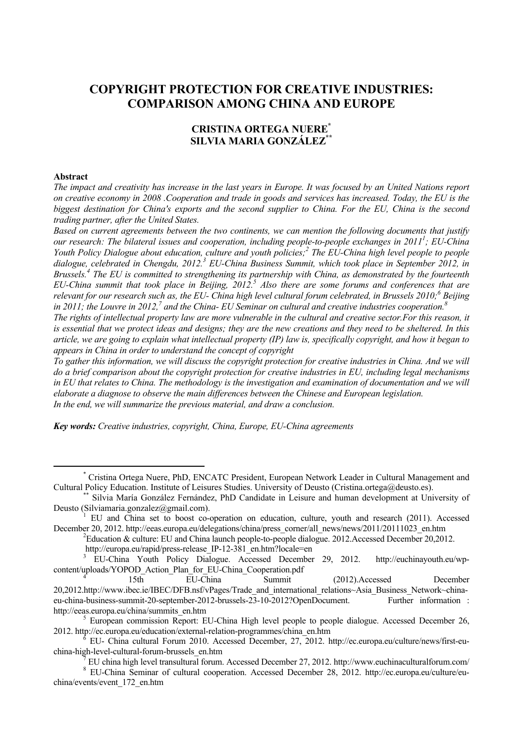# COPYRIGHT PROTECTION FOR CREATIVE INDUSTRIES: COMPARISON AMONG CHINA AND EUROPE

## CRISTINA ORTEGA NUERE[*]
## SILVIA MARIA GONZÁLEZ[**]

**Abstract**

*The impact and creativity has increase in the last years in Europe. It was focused by an United Nations report on creative economy in 2008 .Cooperation and trade in goods and services has increased. Today, the EU is the biggest destination for China's exports and the second supplier to China. For the EU, China is the second trading partner, after the United States.*

*Based on current agreements between the two continents, we can mention the following documents that justify our research: The bilateral issues and cooperation, including people-to-people exchanges in 2011[1]; EU-China Youth Policy Dialogue about education, culture and youth policies;[2] The EU-China high level people to people dialogue, celebrated in Chengdu, 2012.[3] EU-China Business Summit, which took place in September 2012, in Brussels.[4] The EU is committed to strengthening its partnership with China, as demonstrated by the fourteenth EU-China summit that took place in Beijing, 2012.[5] Also there are some forums and conferences that are relevant for our research such as, the EU- China high level cultural forum celebrated, in Brussels 2010;[6] Beijing in 2011; the Louvre in 2012,[7] and the China- EU Seminar on cultural and creative industries cooperation.[8]*

*The rights of intellectual property law are more vulnerable in the cultural and creative sector.For this reason, it is essential that we protect ideas and designs; they are the new creations and they need to be sheltered. In this article, we are going to explain what intellectual property (IP) law is, specifically copyright, and how it began to appears in China in order to understand the concept of copyright*

*To gather this information, we will discuss the copyright protection for creative industries in China. And we will do a brief comparison about the copyright protection for creative industries in EU, including legal mechanisms in EU that relates to China. The methodology is the investigation and examination of documentation and we will elaborate a diagnose to observe the main differences between the Chinese and European legislation.*

*In the end, we will summarize the previous material, and draw a conclusion.*

***Key words:*** *Creative industries, copyright, China, Europe, EU-China agreements*

---

[*] Cristina Ortega Nuere, PhD, ENCATC President, European Network Leader in Cultural Management and Cultural Policy Education. Institute of Leisures Studies. University of Deusto (Cristina.ortega@deusto.es).

[**] Silvia María González Fernández, PhD Candidate in Leisure and human development at University of Deusto (Silviamaria.gonzalez@gmail.com).

[1] EU and China set to boost co-operation on education, culture, youth and research (2011). Accessed December 20, 2012. http://eeas.europa.eu/delegations/china/press_corner/all_news/news/2011/20111023_en.htm

[2] Education & culture: EU and China launch people-to-people dialogue. 2012.Accessed December 20,2012. http://europa.eu/rapid/press-release_IP-12-381_en.htm?locale=en

[3] EU-China Youth Policy Dialogue. Accessed December 29, 2012. http://euchinayouth.eu/wp-content/uploads/YOPOD_Action_Plan_for_EU-China_Cooperation.pdf

[4] 15th EU-China Summit (2012).Accessed December 20,2012.http://www.ibec.ie/IBEC/DFB.nsf/vPages/Trade_and_international_relations~Asia_Business_Network~china-eu-china-business-summit-20-september-2012-brussels-23-10-2012?OpenDocument. Further information : http://eeas.europa.eu/china/summits_en.htm

[5] European commission Report: EU-China High level people to people dialogue. Accessed December 26, 2012. http://ec.europa.eu/education/external-relation-programmes/china_en.htm

[6] EU- China cultural Forum 2010. Accessed December, 27, 2012. http://ec.europa.eu/culture/news/first-eu-china-high-level-cultural-forum-brussels_en.htm

[7] EU china high level transultural forum. Accessed December 27, 2012. http://www.euchinaculturalforum.com/

[8] EU-China Seminar of cultural cooperation. Accessed December 28, 2012. http://ec.europa.eu/culture/eu-china/events/event_172_en.htm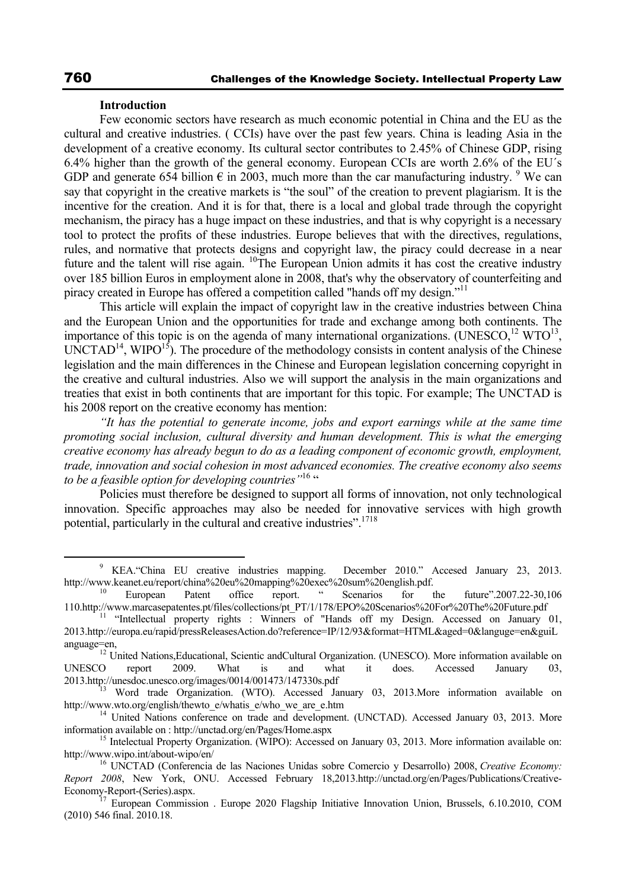**Introduction**

Few economic sectors have research as much economic potential in China and the EU as the cultural and creative industries. ( CCIs) have over the past few years. China is leading Asia in the development of a creative economy. Its cultural sector contributes to 2.45% of Chinese GDP, rising 6.4% higher than the growth of the general economy. European CCIs are worth 2.6% of the EU´s GDP and generate 654 billion € in 2003, much more than the car manufacturing industry. [9] We can say that copyright in the creative markets is "the soul" of the creation to prevent plagiarism. It is the incentive for the creation. And it is for that, there is a local and global trade through the copyright mechanism, the piracy has a huge impact on these industries, and that is why copyright is a necessary tool to protect the profits of these industries. Europe believes that with the directives, regulations, rules, and normative that protects designs and copyright law, the piracy could decrease in a near future and the talent will rise again. [10]The European Union admits it has cost the creative industry over 185 billion Euros in employment alone in 2008, that's why the observatory of counterfeiting and piracy created in Europe has offered a competition called "hands off my design."[11]

This article will explain the impact of copyright law in the creative industries between China and the European Union and the opportunities for trade and exchange among both continents. The importance of this topic is on the agenda of many international organizations. (UNESCO,[12] WTO[13], UNCTAD[14], WIPO[15]). The procedure of the methodology consists in content analysis of the Chinese legislation and the main differences in the Chinese and European legislation concerning copyright in the creative and cultural industries. Also we will support the analysis in the main organizations and treaties that exist in both continents that are important for this topic. For example; The UNCTAD is his 2008 report on the creative economy has mention:

*"It has the potential to generate income, jobs and export earnings while at the same time promoting social inclusion, cultural diversity and human development. This is what the emerging creative economy has already begun to do as a leading component of economic growth, employment, trade, innovation and social cohesion in most advanced economies. The creative economy also seems to be a feasible option for developing countries"*[16] "

Policies must therefore be designed to support all forms of innovation, not only technological innovation. Specific approaches may also be needed for innovative services with high growth potential, particularly in the cultural and creative industries".[17][18]

---

[9] KEA."China EU creative industries mapping. December 2010." Accesed January 23, 2013. http://www.keanet.eu/report/china%20eu%20mapping%20exec%20sum%20english.pdf.

[10] European Patent office report. " Scenarios for the future".2007.22-30,106 110.http://www.marcasepatentes.pt/files/collections/pt_PT/1/178/EPO%20Scenarios%20For%20The%20Future.pdf

[11] "Intellectual property rights : Winners of "Hands off my Design. Accessed on January 01, 2013.http://europa.eu/rapid/pressReleasesAction.do?reference=IP/12/93&format=HTML&aged=0&languge=en&guiLanguage=en,

[12] United Nations,Educational, Scientic andCultural Organization. (UNESCO). More information available on UNESCO report 2009. What is and what it does. Accessed January 03, 2013.http://unesdoc.unesco.org/images/0014/001473/147330s.pdf

[13] Word trade Organization. (WTO). Accessed January 03, 2013.More information available on http://www.wto.org/english/thewto_e/whatis_e/who_we_are_e.htm

[14] United Nations conference on trade and development. (UNCTAD). Accessed January 03, 2013. More information available on : http://unctad.org/en/Pages/Home.aspx

[15] Intelectual Property Organization. (WIPO): Accessed on January 03, 2013. More information available on: http://www.wipo.int/about-wipo/en/

[16] UNCTAD (Conferencia de las Naciones Unidas sobre Comercio y Desarrollo) 2008, *Creative Economy: Report 2008*, New York, ONU. Accessed February 18,2013.http://unctad.org/en/Pages/Publications/Creative-Economy-Report-(Series).aspx.

[17] European Commission . Europe 2020 Flagship Initiative Innovation Union, Brussels, 6.10.2010, COM (2010) 546 final. 2010.18.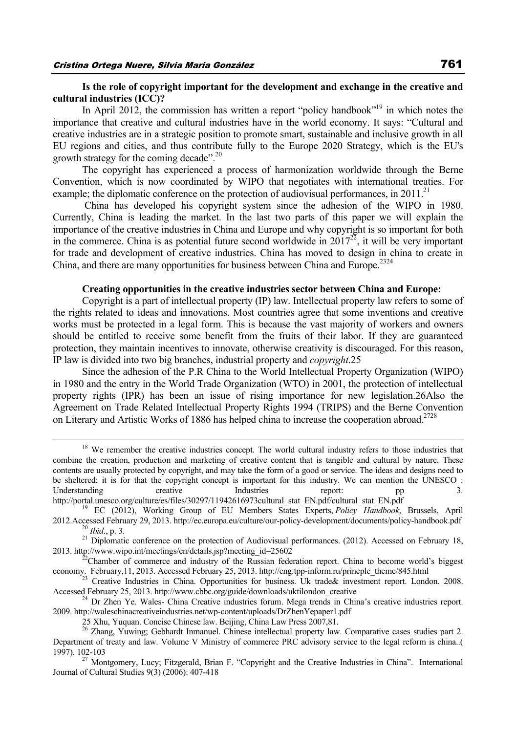**Is the role of copyright important for the development and exchange in the creative and cultural industries (ICC)?**

In April 2012, the commission has written a report "policy handbook"[19] in which notes the importance that creative and cultural industries have in the world economy. It says: "Cultural and creative industries are in a strategic position to promote smart, sustainable and inclusive growth in all EU regions and cities, and thus contribute fully to the Europe 2020 Strategy, which is the EU's growth strategy for the coming decade".[20]

The copyright has experienced a process of harmonization worldwide through the Berne Convention, which is now coordinated by WIPO that negotiates with international treaties. For example; the diplomatic conference on the protection of audiovisual performances, in 2011.[21]

China has developed his copyright system since the adhesion of the WIPO in 1980. Currently, China is leading the market. In the last two parts of this paper we will explain the importance of the creative industries in China and Europe and why copyright is so important for both in the commerce. China is as potential future second worldwide in 2017[22], it will be very important for trade and development of creative industries. China has moved to design in china to create in China, and there are many opportunities for business between China and Europe.[23][24]

**Creating opportunities in the creative industries sector between China and Europe:**

Copyright is a part of intellectual property (IP) law. Intellectual property law refers to some of the rights related to ideas and innovations. Most countries agree that some inventions and creative works must be protected in a legal form. This is because the vast majority of workers and owners should be entitled to receive some benefit from the fruits of their labor. If they are guaranteed protection, they maintain incentives to innovate, otherwise creativity is discouraged. For this reason, IP law is divided into two big branches, industrial property and *copyright*.25

Since the adhesion of the P.R China to the World Intellectual Property Organization (WIPO) in 1980 and the entry in the World Trade Organization (WTO) in 2001, the protection of intellectual property rights (IPR) has been an issue of rising importance for new legislation.26Also the Agreement on Trade Related Intellectual Property Rights 1994 (TRIPS) and the Berne Convention on Literary and Artistic Works of 1886 has helped china to increase the cooperation abroad.[27][28]

---

[18] We remember the creative industries concept. The world cultural industry refers to those industries that combine the creation, production and marketing of creative content that is tangible and cultural by nature. These contents are usually protected by copyright, and may take the form of a good or service. The ideas and designs need to be sheltered; it is for that the copyright concept is important for this industry. We can mention the UNESCO : Understanding creative Industries report: pp 3. http://portal.unesco.org/culture/es/files/30297/11942616973cultural_stat_EN.pdf/cultural_stat_EN.pdf

[19] EC (2012), Working Group of EU Members States Experts, *Policy Handbook*, Brussels, April 2012.Accessed February 29, 2013. http://ec.europa.eu/culture/our-policy-development/documents/policy-handbook.pdf

[20] *Ibid*., p. 3.

[21] Diplomatic conference on the protection of Audiovisual performances. (2012). Accessed on February 18, 2013. http://www.wipo.int/meetings/en/details.jsp?meeting_id=25602

[22] Chamber of commerce and industry of the Russian federation report. China to become world's biggest economy. February,11, 2013. Accessed February 25, 2013. http://eng.tpp-inform.ru/princple_theme/845.html

[23] Creative Industries in China. Opportunities for business. Uk trade& investment report. London. 2008. Accessed February 25, 2013. http://www.cbbc.org/guide/downloads/uktilondon_creative

[24] Dr Zhen Ye. Wales- China Creative industries forum. Mega trends in China's creative industries report. 2009. http://waleschinacreativeindustries.net/wp-content/uploads/DrZhenYepaper1.pdf

25 Xhu, Yuquan. Concise Chinese law. Beijing, China Law Press 2007,81.

[26] Zhang, Yuwing; Gebhardt Inmanuel. Chinese intellectual property law. Comparative cases studies part 2. Department of treaty and law. Volume V Ministry of commerce PRC advisory service to the legal reform is china..( 1997). 102-103

[27] Montgomery, Lucy; Fitzgerald, Brian F. "Copyright and the Creative Industries in China". International Journal of Cultural Studies 9(3) (2006): 407-418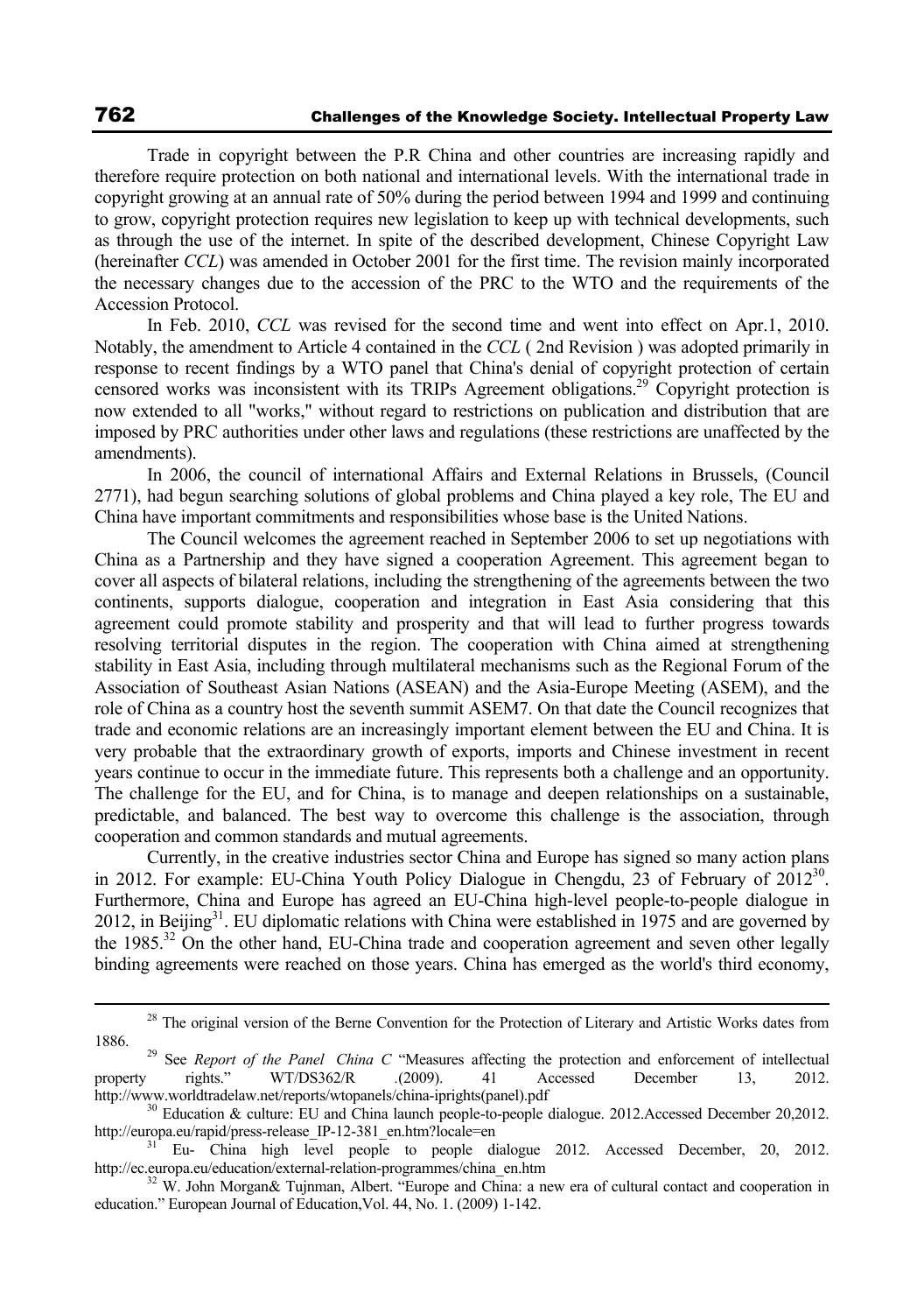Trade in copyright between the P.R China and other countries are increasing rapidly and therefore require protection on both national and international levels. With the international trade in copyright growing at an annual rate of 50% during the period between 1994 and 1999 and continuing to grow, copyright protection requires new legislation to keep up with technical developments, such as through the use of the internet. In spite of the described development, Chinese Copyright Law (hereinafter *CCL*) was amended in October 2001 for the first time. The revision mainly incorporated the necessary changes due to the accession of the PRC to the WTO and the requirements of the Accession Protocol.

In Feb. 2010, *CCL* was revised for the second time and went into effect on Apr.1, 2010. Notably, the amendment to Article 4 contained in the *CCL* ( 2nd Revision ) was adopted primarily in response to recent findings by a WTO panel that China's denial of copyright protection of certain censored works was inconsistent with its TRIPs Agreement obligations.[29] Copyright protection is now extended to all "works," without regard to restrictions on publication and distribution that are imposed by PRC authorities under other laws and regulations (these restrictions are unaffected by the amendments).

In 2006, the council of international Affairs and External Relations in Brussels, (Council 2771), had begun searching solutions of global problems and China played a key role, The EU and China have important commitments and responsibilities whose base is the United Nations.

The Council welcomes the agreement reached in September 2006 to set up negotiations with China as a Partnership and they have signed a cooperation Agreement. This agreement began to cover all aspects of bilateral relations, including the strengthening of the agreements between the two continents, supports dialogue, cooperation and integration in East Asia considering that this agreement could promote stability and prosperity and that will lead to further progress towards resolving territorial disputes in the region. The cooperation with China aimed at strengthening stability in East Asia, including through multilateral mechanisms such as the Regional Forum of the Association of Southeast Asian Nations (ASEAN) and the Asia-Europe Meeting (ASEM), and the role of China as a country host the seventh summit ASEM7. On that date the Council recognizes that trade and economic relations are an increasingly important element between the EU and China. It is very probable that the extraordinary growth of exports, imports and Chinese investment in recent years continue to occur in the immediate future. This represents both a challenge and an opportunity. The challenge for the EU, and for China, is to manage and deepen relationships on a sustainable, predictable, and balanced. The best way to overcome this challenge is the association, through cooperation and common standards and mutual agreements.

Currently, in the creative industries sector China and Europe has signed so many action plans in 2012. For example: EU-China Youth Policy Dialogue in Chengdu, 23 of February of 2012[30]. Furthermore, China and Europe has agreed an EU-China high-level people-to-people dialogue in 2012, in Beijing[31]. EU diplomatic relations with China were established in 1975 and are governed by the 1985.[32] On the other hand, EU-China trade and cooperation agreement and seven other legally binding agreements were reached on those years. China has emerged as the world's third economy,

---

[28] The original version of the Berne Convention for the Protection of Literary and Artistic Works dates from 1886.

[29] See *Report of the Panel China C* "Measures affecting the protection and enforcement of intellectual property rights." WT/DS362/R .(2009). 41 Accessed December 13, 2012. http://www.worldtradelaw.net/reports/wtopanels/china-iprights(panel).pdf

[30] Education & culture: EU and China launch people-to-people dialogue. 2012.Accessed December 20,2012. http://europa.eu/rapid/press-release_IP-12-381_en.htm?locale=en

[31] Eu- China high level people to people dialogue 2012. Accessed December, 20, 2012. http://ec.europa.eu/education/external-relation-programmes/china_en.htm

[32] W. John Morgan& Tujnman, Albert. "Europe and China: a new era of cultural contact and cooperation in education." European Journal of Education,Vol. 44, No. 1. (2009) 1-142.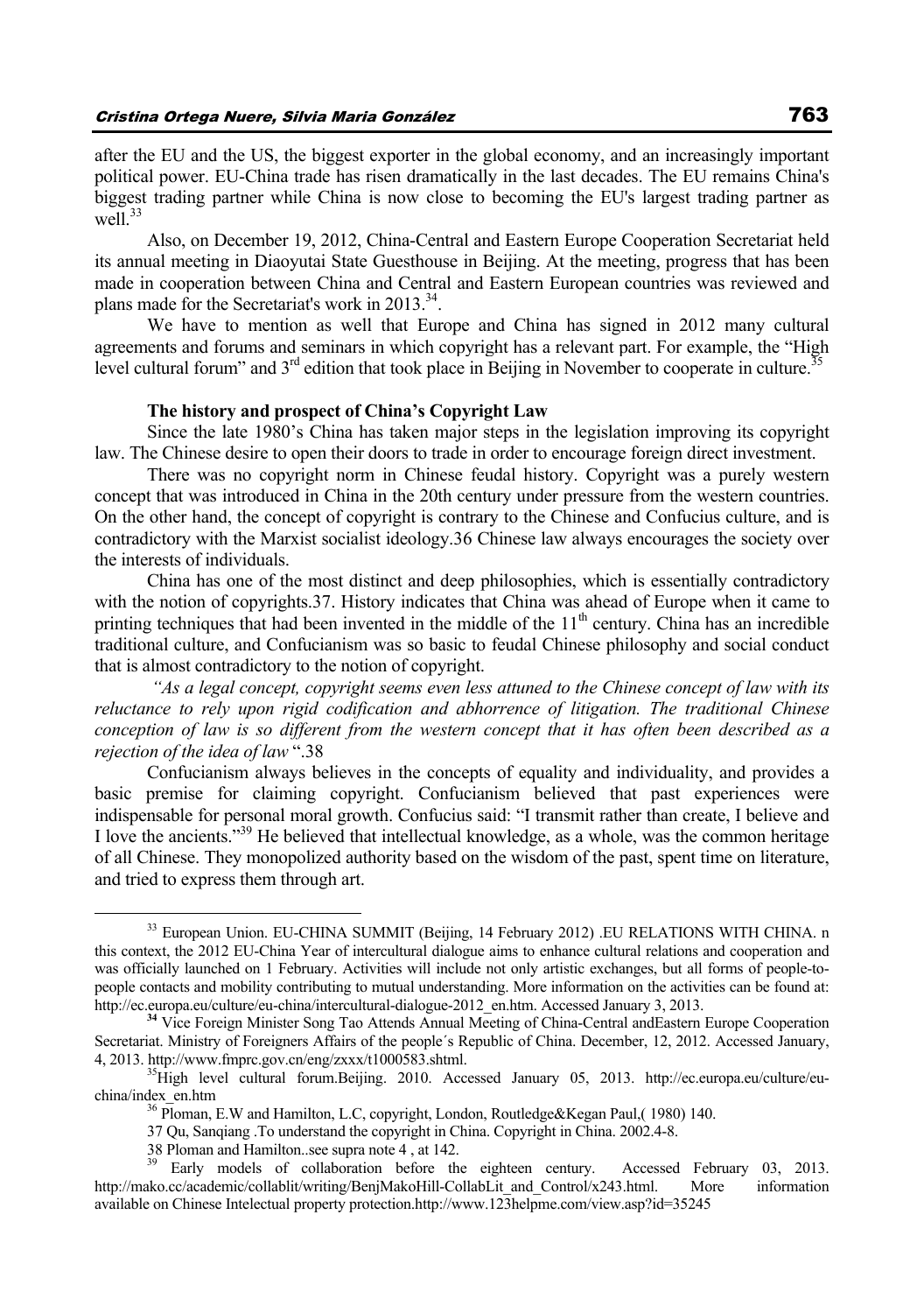after the EU and the US, the biggest exporter in the global economy, and an increasingly important political power. EU-China trade has risen dramatically in the last decades. The EU remains China's biggest trading partner while China is now close to becoming the EU's largest trading partner as well.[33]

Also, on December 19, 2012, China-Central and Eastern Europe Cooperation Secretariat held its annual meeting in Diaoyutai State Guesthouse in Beijing. At the meeting, progress that has been made in cooperation between China and Central and Eastern European countries was reviewed and plans made for the Secretariat's work in 2013.[34].

We have to mention as well that Europe and China has signed in 2012 many cultural agreements and forums and seminars in which copyright has a relevant part. For example, the "High level cultural forum" and 3rd edition that took place in Beijing in November to cooperate in culture.[35]

**The history and prospect of China's Copyright Law**

Since the late 1980's China has taken major steps in the legislation improving its copyright law. The Chinese desire to open their doors to trade in order to encourage foreign direct investment.

There was no copyright norm in Chinese feudal history. Copyright was a purely western concept that was introduced in China in the 20th century under pressure from the western countries. On the other hand, the concept of copyright is contrary to the Chinese and Confucius culture, and is contradictory with the Marxist socialist ideology.36 Chinese law always encourages the society over the interests of individuals.

China has one of the most distinct and deep philosophies, which is essentially contradictory with the notion of copyrights.37. History indicates that China was ahead of Europe when it came to printing techniques that had been invented in the middle of the 11th century. China has an incredible traditional culture, and Confucianism was so basic to feudal Chinese philosophy and social conduct that is almost contradictory to the notion of copyright.

*"As a legal concept, copyright seems even less attuned to the Chinese concept of law with its reluctance to rely upon rigid codification and abhorrence of litigation. The traditional Chinese conception of law is so different from the western concept that it has often been described as a rejection of the idea of law* ".38

Confucianism always believes in the concepts of equality and individuality, and provides a basic premise for claiming copyright. Confucianism believed that past experiences were indispensable for personal moral growth. Confucius said: "I transmit rather than create, I believe and I love the ancients."[39] He believed that intellectual knowledge, as a whole, was the common heritage of all Chinese. They monopolized authority based on the wisdom of the past, spent time on literature, and tried to express them through art.

---

[33] European Union. EU-CHINA SUMMIT (Beijing, 14 February 2012) .EU RELATIONS WITH CHINA. n this context, the 2012 EU-China Year of intercultural dialogue aims to enhance cultural relations and cooperation and was officially launched on 1 February. Activities will include not only artistic exchanges, but all forms of people-to-people contacts and mobility contributing to mutual understanding. More information on the activities can be found at: http://ec.europa.eu/culture/eu-china/intercultural-dialogue-2012_en.htm. Accessed January 3, 2013.

[34] Vice Foreign Minister Song Tao Attends Annual Meeting of China-Central andEastern Europe Cooperation Secretariat. Ministry of Foreigners Affairs of the people´s Republic of China. December, 12, 2012. Accessed January, 4, 2013. http://www.fmprc.gov.cn/eng/zxxx/t1000583.shtml.

[35] High level cultural forum.Beijing. 2010. Accessed January 05, 2013. http://ec.europa.eu/culture/eu-china/index_en.htm

[36] Ploman, E.W and Hamilton, L.C, copyright, London, Routledge&Kegan Paul,( 1980) 140.

37 Qu, Sanqiang .To understand the copyright in China. 2002.4-8.

38 Ploman and Hamilton..see supra note 4 , at 142.

[39] Early models of collaboration before the eighteen century. Accessed February 03, 2013. http://mako.cc/academic/collablit/writing/BenjMakoHill-CollabLit_and_Control/x243.html. More information available on Chinese Intelectual property protection.http://www.123helpme.com/view.asp?id=35245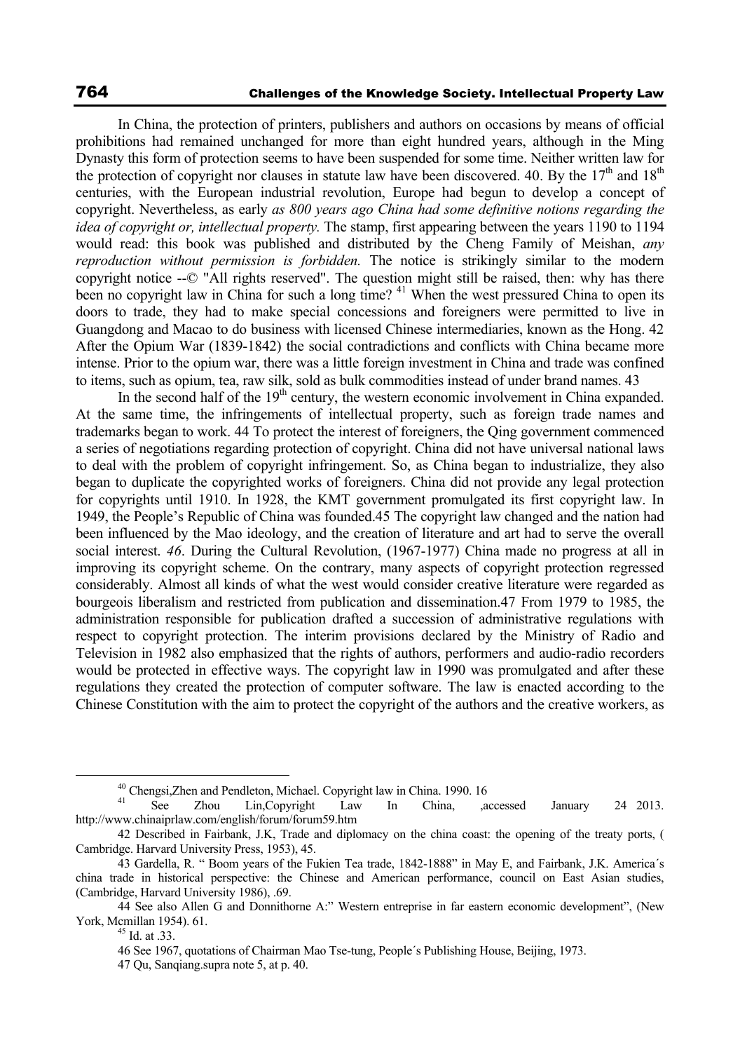In China, the protection of printers, publishers and authors on occasions by means of official prohibitions had remained unchanged for more than eight hundred years, although in the Ming Dynasty this form of protection seems to have been suspended for some time. Neither written law for the protection of copyright nor clauses in statute law have been discovered. 40. By the 17th and 18th centuries, with the European industrial revolution, Europe had begun to develop a concept of copyright. Nevertheless, as early *as 800 years ago China had some definitive notions regarding the idea of copyright or, intellectual property.* The stamp, first appearing between the years 1190 to 1194 would read: this book was published and distributed by the Cheng Family of Meishan, *any reproduction without permission is forbidden.* The notice is strikingly similar to the modern copyright notice --© "All rights reserved". The question might still be raised, then: why has there been no copyright law in China for such a long time? [41] When the west pressured China to open its doors to trade, they had to make special concessions and foreigners were permitted to live in Guangdong and Macao to do business with licensed Chinese intermediaries, known as the Hong. 42 After the Opium War (1839-1842) the social contradictions and conflicts with China became more intense. Prior to the opium war, there was a little foreign investment in China and trade was confined to items, such as opium, tea, raw silk, sold as bulk commodities instead of under brand names. 43

In the second half of the 19th century, the western economic involvement in China expanded. At the same time, the infringements of intellectual property, such as foreign trade names and trademarks began to work. 44 To protect the interest of foreigners, the Qing government commenced a series of negotiations regarding protection of copyright. China did not have universal national laws to deal with the problem of copyright infringement. So, as China began to industrialize, they also began to duplicate the copyrighted works of foreigners. China did not provide any legal protection for copyrights until 1910. In 1928, the KMT government promulgated its first copyright law. In 1949, the People's Republic of China was founded.45 The copyright law changed and the nation had been influenced by the Mao ideology, and the creation of literature and art had to serve the overall social interest. *46*. During the Cultural Revolution, (1967-1977) China made no progress at all in improving its copyright scheme. On the contrary, many aspects of copyright protection regressed considerably. Almost all kinds of what the west would consider creative literature were regarded as bourgeois liberalism and restricted from publication and dissemination.47 From 1979 to 1985, the administration responsible for publication drafted a succession of administrative regulations with respect to copyright protection. The interim provisions declared by the Ministry of Radio and Television in 1982 also emphasized that the rights of authors, performers and audio-radio recorders would be protected in effective ways. The copyright law in 1990 was promulgated and after these regulations they created the protection of computer software. The law is enacted according to the Chinese Constitution with the aim to protect the copyright of the authors and the creative workers, as

---

[40] Chengsi,Zhen and Pendleton, Michael. Copyright law in China. 1990. 16

[41] See Zhou Lin,Copyright Law In China, ,accessed January 24 2013. http://www.chinaiprlaw.com/english/forum/forum59.htm

42 Described in Fairbank, J.K, Trade and diplomacy on the china coast: the opening of the treaty ports, ( Cambridge. Harvard University Press, 1953), 45.

43 Gardella, R. " Boom years of the Fukien Tea trade, 1842-1888" in May E, and Fairbank, J.K. America´s china trade in historical perspective: the Chinese and American performance, council on East Asian studies, (Cambridge, Harvard University 1986), ,69.

44 See also Allen G and Donnithorne A:" Western entreprise in far eastern economic development", (New York, Mcmillan 1954). 61.

[45] Id. at .33.

46 See 1967, quotations of Chairman Mao Tse-tung, People´s Publishing House, Beijing, 1973.

47 Qu, Sanqiang.supra note 5, at p. 40.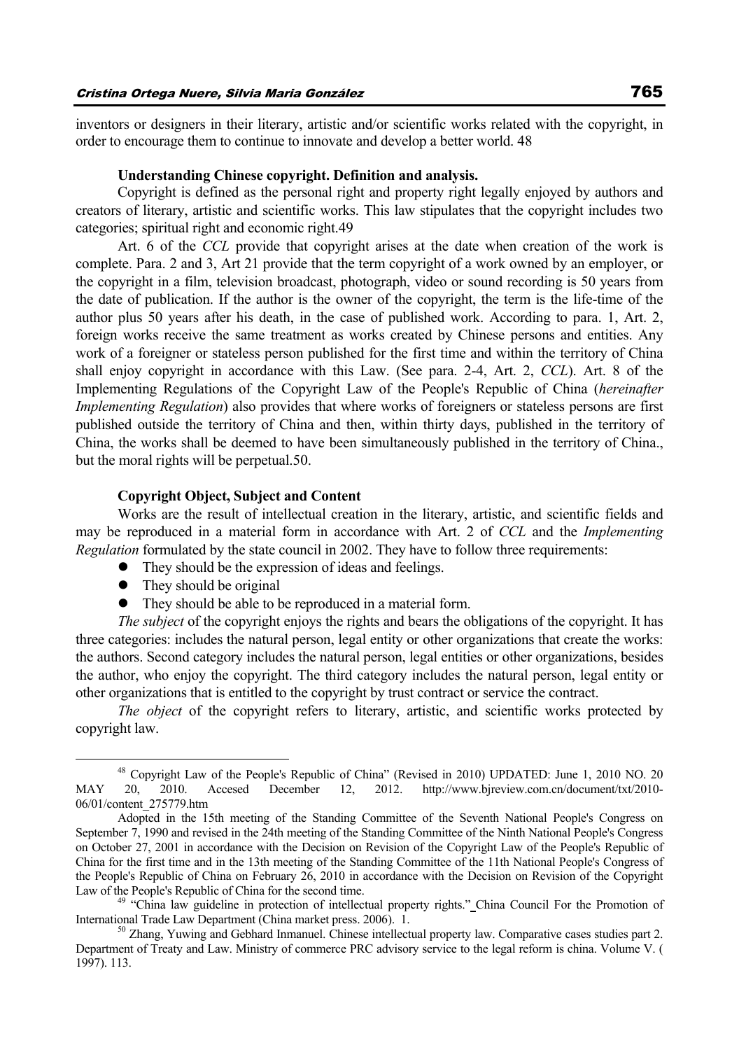inventors or designers in their literary, artistic and/or scientific works related with the copyright, in order to encourage them to continue to innovate and develop a better world. 48

**Understanding Chinese copyright. Definition and analysis.**

Copyright is defined as the personal right and property right legally enjoyed by authors and creators of literary, artistic and scientific works. This law stipulates that the copyright includes two categories; spiritual right and economic right.49

Art. 6 of the *CCL* provide that copyright arises at the date when creation of the work is complete. Para. 2 and 3, Art 21 provide that the term copyright of a work owned by an employer, or the copyright in a film, television broadcast, photograph, video or sound recording is 50 years from the date of publication. If the author is the owner of the copyright, the term is the life-time of the author plus 50 years after his death, in the case of published work. According to para. 1, Art. 2, foreign works receive the same treatment as works created by Chinese persons and entities. Any work of a foreigner or stateless person published for the first time and within the territory of China shall enjoy copyright in accordance with this Law. (See para. 2-4, Art. 2, *CCL*). Art. 8 of the Implementing Regulations of the Copyright Law of the People's Republic of China (*hereinafter Implementing Regulation*) also provides that where works of foreigners or stateless persons are first published outside the territory of China and then, within thirty days, published in the territory of China, the works shall be deemed to have been simultaneously published in the territory of China., but the moral rights will be perpetual.50.

**Copyright Object, Subject and Content**

Works are the result of intellectual creation in the literary, artistic, and scientific fields and may be reproduced in a material form in accordance with Art. 2 of *CCL* and the *Implementing Regulation* formulated by the state council in 2002. They have to follow three requirements:

- They should be the expression of ideas and feelings.
- They should be original
- They should be able to be reproduced in a material form.

*The subject* of the copyright enjoys the rights and bears the obligations of the copyright. It has three categories: includes the natural person, legal entity or other organizations that create the works: the authors. Second category includes the natural person, legal entities or other organizations, besides the author, who enjoy the copyright. The third category includes the natural person, legal entity or other organizations that is entitled to the copyright by trust contract or service the contract.

*The object* of the copyright refers to literary, artistic, and scientific works protected by copyright law.

---

[48] Copyright Law of the People's Republic of China" (Revised in 2010) UPDATED: June 1, 2010 NO. 20 MAY 20, 2010. Accesed December 12, 2012. http://www.bjreview.com.cn/document/txt/2010-06/01/content_275779.htm

Adopted in the 15th meeting of the Standing Committee of the Seventh National People's Congress on September 7, 1990 and revised in the 24th meeting of the Standing Committee of the Ninth National People's Congress on October 27, 2001 in accordance with the Decision on Revision of the Copyright Law of the People's Republic of China for the first time and in the 13th meeting of the Standing Committee of the 11th National People's Congress of the People's Republic of China on February 26, 2010 in accordance with the Decision on Revision of the Copyright Law of the People's Republic of China for the second time.

[49] "China law guideline in protection of intellectual property rights." China Council For the Promotion of International Trade Law Department (China market press. 2006). 1.

[50] Zhang, Yuwing and Gebhard Inmanuel. Chinese intellectual property law. Comparative cases studies part 2. Department of Treaty and Law. Ministry of commerce PRC advisory service to the legal reform is china. Volume V. ( 1997). 113.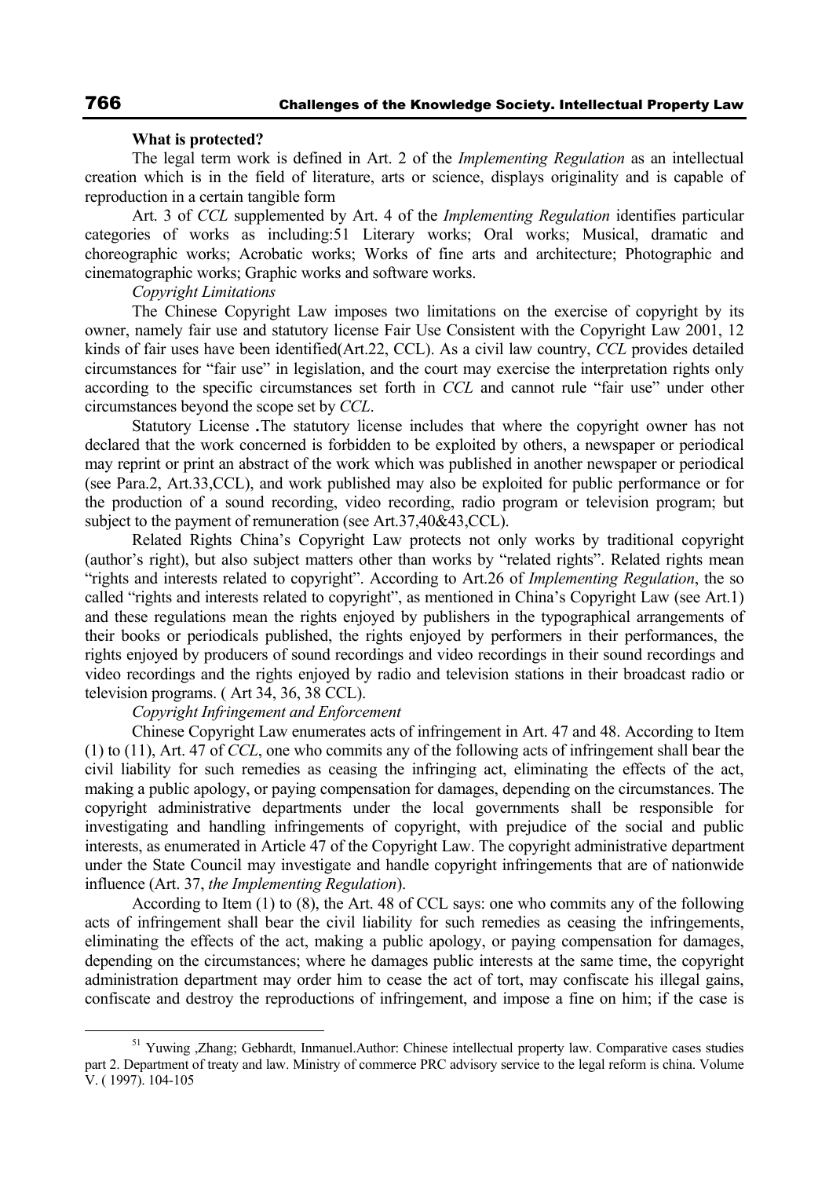**What is protected?**

The legal term work is defined in Art. 2 of the *Implementing Regulation* as an intellectual creation which is in the field of literature, arts or science, displays originality and is capable of reproduction in a certain tangible form

Art. 3 of *CCL* supplemented by Art. 4 of the *Implementing Regulation* identifies particular categories of works as including:51 Literary works; Oral works; Musical, dramatic and choreographic works; Acrobatic works; Works of fine arts and architecture; Photographic and cinematographic works; Graphic works and software works.

*Copyright Limitations*

The Chinese Copyright Law imposes two limitations on the exercise of copyright by its owner, namely fair use and statutory license Fair Use Consistent with the Copyright Law 2001, 12 kinds of fair uses have been identified(Art.22, CCL). As a civil law country, *CCL* provides detailed circumstances for "fair use" in legislation, and the court may exercise the interpretation rights only according to the specific circumstances set forth in *CCL* and cannot rule "fair use" under other circumstances beyond the scope set by *CCL*.

Statutory License **.**The statutory license includes that where the copyright owner has not declared that the work concerned is forbidden to be exploited by others, a newspaper or periodical may reprint or print an abstract of the work which was published in another newspaper or periodical (see Para.2, Art.33,CCL), and work published may also be exploited for public performance or for the production of a sound recording, video recording, radio program or television program; but subject to the payment of remuneration (see Art.37,40&43,CCL).

Related Rights China's Copyright Law protects not only works by traditional copyright (author's right), but also subject matters other than works by "related rights". Related rights mean "rights and interests related to copyright". According to Art.26 of *Implementing Regulation*, the so called "rights and interests related to copyright", as mentioned in China's Copyright Law (see Art.1) and these regulations mean the rights enjoyed by publishers in the typographical arrangements of their books or periodicals published, the rights enjoyed by performers in their performances, the rights enjoyed by producers of sound recordings and video recordings in their sound recordings and video recordings and the rights enjoyed by radio and television stations in their broadcast radio or television programs. ( Art 34, 36, 38 CCL).

*Copyright Infringement and Enforcement*

Chinese Copyright Law enumerates acts of infringement in Art. 47 and 48. According to Item (1) to (11), Art. 47 of *CCL*, one who commits any of the following acts of infringement shall bear the civil liability for such remedies as ceasing the infringing act, eliminating the effects of the act, making a public apology, or paying compensation for damages, depending on the circumstances. The copyright administrative departments under the local governments shall be responsible for investigating and handling infringements of copyright, with prejudice of the social and public interests, as enumerated in Article 47 of the Copyright Law. The copyright administrative department under the State Council may investigate and handle copyright infringements that are of nationwide influence (Art. 37, *the Implementing Regulation*).

According to Item (1) to (8), the Art. 48 of CCL says: one who commits any of the following acts of infringement shall bear the civil liability for such remedies as ceasing the infringements, eliminating the effects of the act, making a public apology, or paying compensation for damages, depending on the circumstances; where he damages public interests at the same time, the copyright administration department may order him to cease the act of tort, may confiscate his illegal gains, confiscate and destroy the reproductions of infringement, and impose a fine on him; if the case is

---

[51] Yuwing ,Zhang; Gebhardt, Inmanuel.Author: Chinese intellectual property law. Comparative cases studies part 2. Department of treaty and law. Ministry of commerce PRC advisory service to the legal reform is china. Volume V. ( 1997). 104-105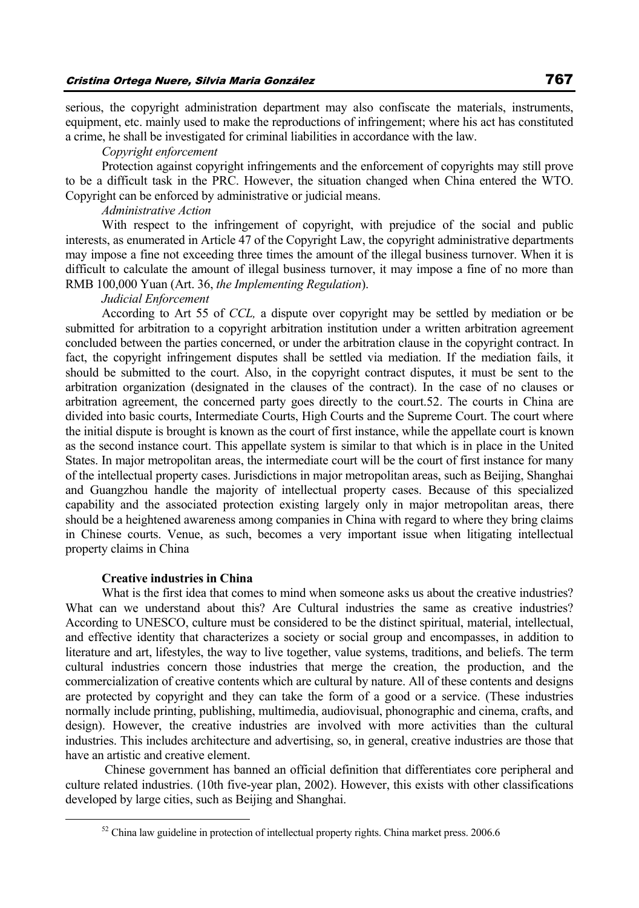serious, the copyright administration department may also confiscate the materials, instruments, equipment, etc. mainly used to make the reproductions of infringement; where his act has constituted a crime, he shall be investigated for criminal liabilities in accordance with the law.

*Copyright enforcement*

Protection against copyright infringements and the enforcement of copyrights may still prove to be a difficult task in the PRC. However, the situation changed when China entered the WTO. Copyright can be enforced by administrative or judicial means.

*Administrative Action*

With respect to the infringement of copyright, with prejudice of the social and public interests, as enumerated in Article 47 of the Copyright Law, the copyright administrative departments may impose a fine not exceeding three times the amount of the illegal business turnover. When it is difficult to calculate the amount of illegal business turnover, it may impose a fine of no more than RMB 100,000 Yuan (Art. 36, *the Implementing Regulation*).

*Judicial Enforcement*

According to Art 55 of *CCL,* a dispute over copyright may be settled by mediation or be submitted for arbitration to a copyright arbitration institution under a written arbitration agreement concluded between the parties concerned, or under the arbitration clause in the copyright contract. In fact, the copyright infringement disputes shall be settled via mediation. If the mediation fails, it should be submitted to the court. Also, in the copyright contract disputes, it must be sent to the arbitration organization (designated in the clauses of the contract). In the case of no clauses or arbitration agreement, the concerned party goes directly to the court.[52]. The courts in China are divided into basic courts, Intermediate Courts, High Courts and the Supreme Court. The court where the initial dispute is brought is known as the court of first instance, while the appellate court is known as the second instance court. This appellate system is similar to that which is in place in the United States. In major metropolitan areas, the intermediate court will be the court of first instance for many of the intellectual property cases. Jurisdictions in major metropolitan areas, such as Beijing, Shanghai and Guangzhou handle the majority of intellectual property cases. Because of this specialized capability and the associated protection existing largely only in major metropolitan areas, there should be a heightened awareness among companies in China with regard to where they bring claims in Chinese courts. Venue, as such, becomes a very important issue when litigating intellectual property claims in China

**Creative industries in China**

What is the first idea that comes to mind when someone asks us about the creative industries? What can we understand about this? Are Cultural industries the same as creative industries? According to UNESCO, culture must be considered to be the distinct spiritual, material, intellectual, and effective identity that characterizes a society or social group and encompasses, in addition to literature and art, lifestyles, the way to live together, value systems, traditions, and beliefs. The term cultural industries concern those industries that merge the creation, the production, and the commercialization of creative contents which are cultural by nature. All of these contents and designs are protected by copyright and they can take the form of a good or a service. (These industries normally include printing, publishing, multimedia, audiovisual, phonographic and cinema, crafts, and design). However, the creative industries are involved with more activities than the cultural industries. This includes architecture and advertising, so, in general, creative industries are those that have an artistic and creative element.

Chinese government has banned an official definition that differentiates core peripheral and culture related industries. (10th five-year plan, 2002). However, this exists with other classifications developed by large cities, such as Beijing and Shanghai.

---

[52] China law guideline in protection of intellectual property rights. China market press. 2006.6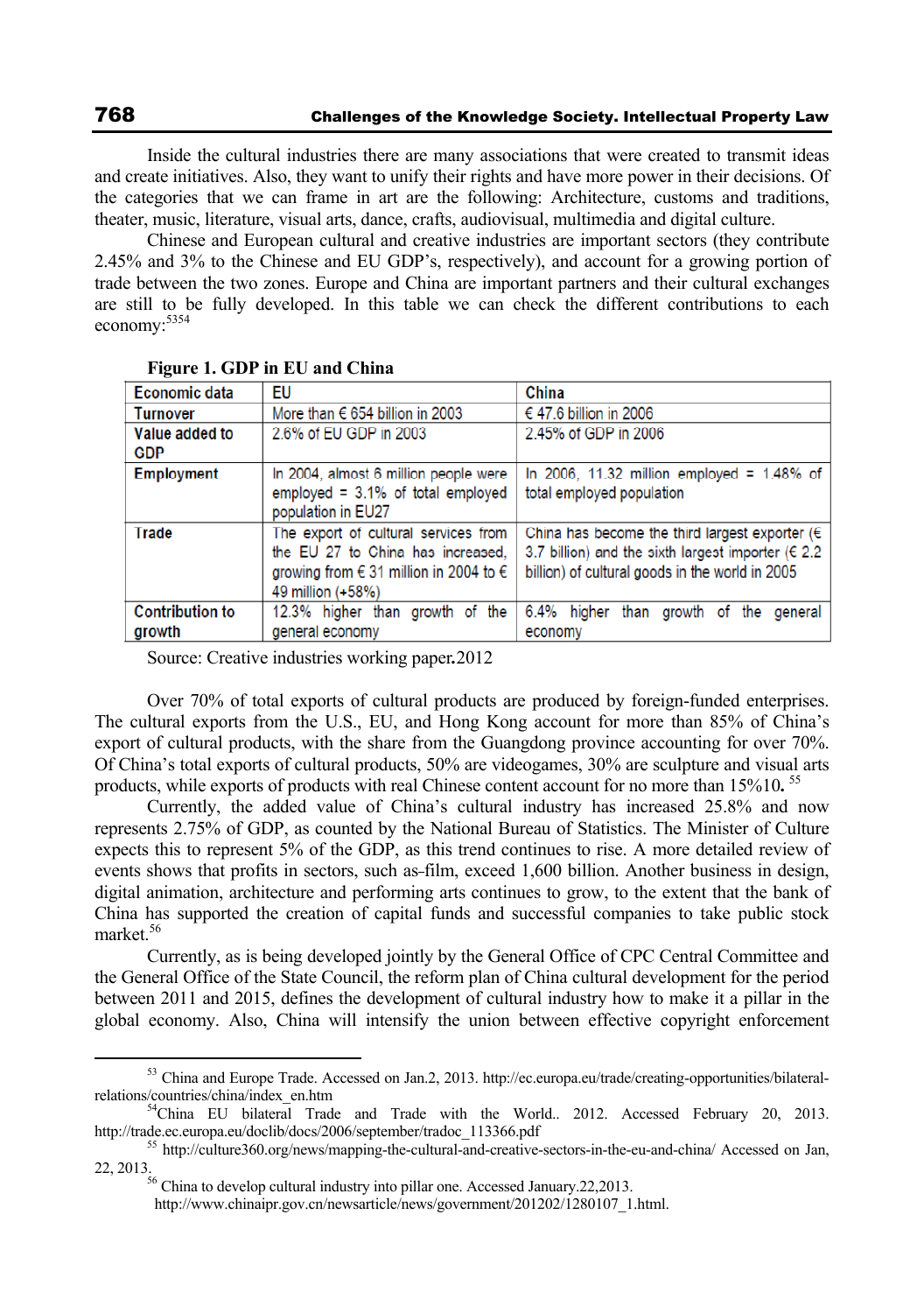Inside the cultural industries there are many associations that were created to transmit ideas and create initiatives. Also, they want to unify their rights and have more power in their decisions. Of the categories that we can frame in art are the following: Architecture, customs and traditions, theater, music, literature, visual arts, dance, crafts, audiovisual, multimedia and digital culture.

Chinese and European cultural and creative industries are important sectors (they contribute 2.45% and 3% to the Chinese and EU GDP's, respectively), and account for a growing portion of trade between the two zones. Europe and China are important partners and their cultural exchanges are still to be fully developed. In this table we can check the different contributions to each economy:[53][54]

**Figure 1. GDP in EU and China**

| Economic data | EU | China |
|---|---|---|
| Turnover | More than € 654 billion in 2003 | € 47.6 billion in 2006 |
| Value added to GDP | 2.6% of EU GDP in 2003 | 2.45% of GDP in 2006 |
| Employment | In 2004, almost 6 million people were employed = 3.1% of total employed population in EU27 | In 2006, 11.32 million employed = 1.48% of total employed population |
| Trade | The export of cultural services from the EU 27 to China has increased, growing from € 31 million in 2004 to € 49 million (+58%) | China has become the third largest exporter (€ 3.7 billion) and the sixth largest importer (€ 2.2 billion) of cultural goods in the world in 2005 |
| Contribution to growth | 12.3% higher than growth of the general economy | 6.4% higher than growth of the general economy |

Source: Creative industries working paper**.**2012

Over 70% of total exports of cultural products are produced by foreign-funded enterprises. The cultural exports from the U.S., EU, and Hong Kong account for more than 85% of China's export of cultural products, with the share from the Guangdong province accounting for over 70%. Of China's total exports of cultural products, 50% are videogames, 30% are sculpture and visual arts products, while exports of products with real Chinese content account for no more than 15%10**.** [55]

Currently, the added value of China's cultural industry has increased 25.8% and now represents 2.75% of GDP, as counted by the National Bureau of Statistics. The Minister of Culture expects this to represent 5% of the GDP, as this trend continues to rise. A more detailed review of events shows that profits in sectors, such as film, exceed 1,600 billion. Another business in design, digital animation, architecture and performing arts continues to grow, to the extent that the bank of China has supported the creation of capital funds and successful companies to take public stock market.[56]

Currently, as is being developed jointly by the General Office of CPC Central Committee and the General Office of the State Council, the reform plan of China cultural development for the period between 2011 and 2015, defines the development of cultural industry how to make it a pillar in the global economy. Also, China will intensify the union between effective copyright enforcement

---

[53] China and Europe Trade. Accessed on Jan.2, 2013. http://ec.europa.eu/trade/creating-opportunities/bilateral-relations/countries/china/index_en.htm

[54] China EU bilateral Trade and Trade with the World.. 2012. Accessed February 20, 2013. http://trade.ec.europa.eu/doclib/docs/2006/september/tradoc_113366.pdf

[55] http://culture360.org/news/mapping-the-cultural-and-creative-sectors-in-the-eu-and-china/ Accessed on Jan, 22, 2013.

[56] China to develop cultural industry into pillar one. Accessed January.22,2013. http://www.chinaipr.gov.cn/newsarticle/news/government/201202/1280107_1.html.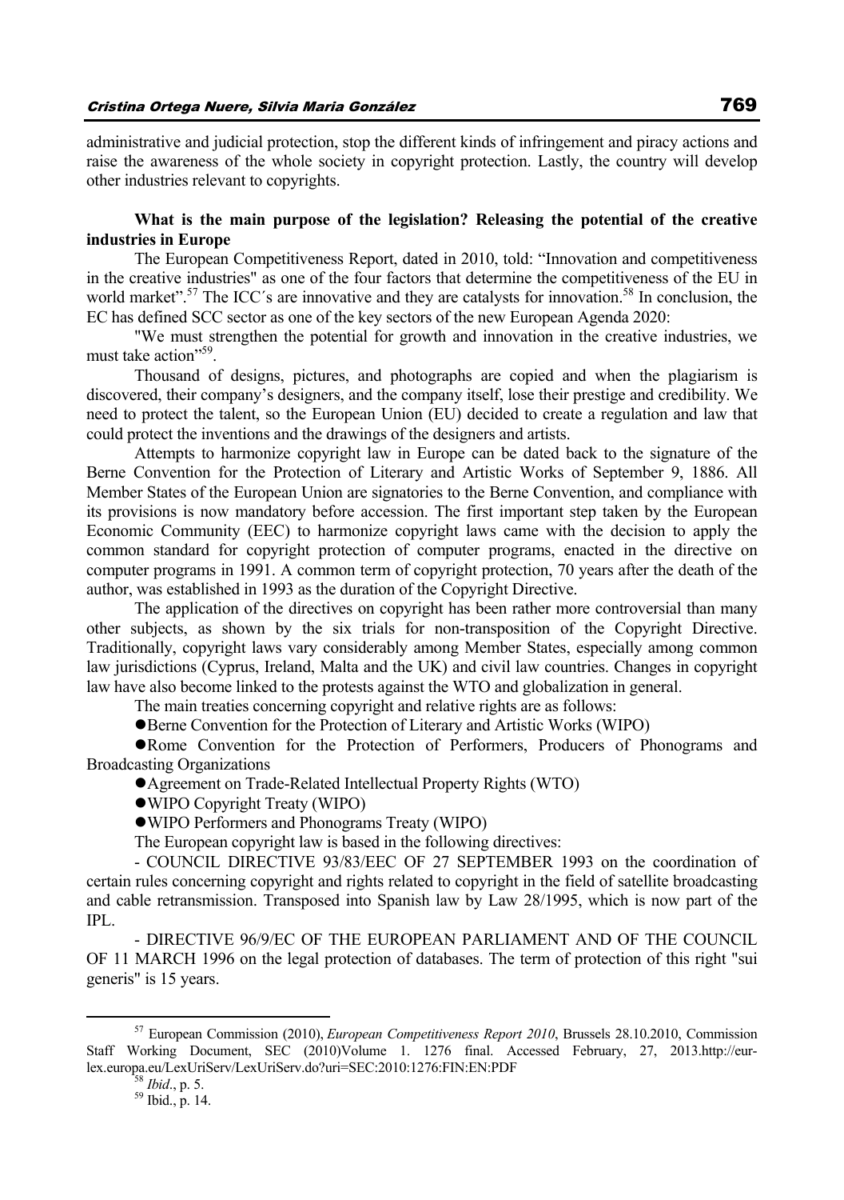administrative and judicial protection, stop the different kinds of infringement and piracy actions and raise the awareness of the whole society in copyright protection. Lastly, the country will develop other industries relevant to copyrights.

**What is the main purpose of the legislation? Releasing the potential of the creative industries in Europe**

The European Competitiveness Report, dated in 2010, told: "Innovation and competitiveness in the creative industries" as one of the four factors that determine the competitiveness of the EU in world market".[57] The ICC´s are innovative and they are catalysts for innovation.[58] In conclusion, the EC has defined SCC sector as one of the key sectors of the new European Agenda 2020:

"We must strengthen the potential for growth and innovation in the creative industries, we must take action"[59].

Thousand of designs, pictures, and photographs are copied and when the plagiarism is discovered, their company's designers, and the company itself, lose their prestige and credibility. We need to protect the talent, so the European Union (EU) decided to create a regulation and law that could protect the inventions and the drawings of the designers and artists.

Attempts to harmonize copyright law in Europe can be dated back to the signature of the Berne Convention for the Protection of Literary and Artistic Works of September 9, 1886. All Member States of the European Union are signatories to the Berne Convention, and compliance with its provisions is now mandatory before accession. The first important step taken by the European Economic Community (EEC) to harmonize copyright laws came with the decision to apply the common standard for copyright protection of computer programs, enacted in the directive on computer programs in 1991. A common term of copyright protection, 70 years after the death of the author, was established in 1993 as the duration of the Copyright Directive.

The application of the directives on copyright has been rather more controversial than many other subjects, as shown by the six trials for non-transposition of the Copyright Directive. Traditionally, copyright laws vary considerably among Member States, especially among common law jurisdictions (Cyprus, Ireland, Malta and the UK) and civil law countries. Changes in copyright law have also become linked to the protests against the WTO and globalization in general.

The main treaties concerning copyright and relative rights are as follows:

- Berne Convention for the Protection of Literary and Artistic Works (WIPO)
- Rome Convention for the Protection of Performers, Producers of Phonograms and Broadcasting Organizations
- Agreement on Trade-Related Intellectual Property Rights (WTO)
- WIPO Copyright Treaty (WIPO)
- WIPO Performers and Phonograms Treaty (WIPO)

The European copyright law is based in the following directives:

- COUNCIL DIRECTIVE 93/83/EEC OF 27 SEPTEMBER 1993 on the coordination of certain rules concerning copyright and rights related to copyright in the field of satellite broadcasting and cable retransmission. Transposed into Spanish law by Law 28/1995, which is now part of the IPL.

- DIRECTIVE 96/9/EC OF THE EUROPEAN PARLIAMENT AND OF THE COUNCIL OF 11 MARCH 1996 on the legal protection of databases. The term of protection of this right "sui generis" is 15 years.

---

[57] European Commission (2010), *European Competitiveness Report 2010*, Brussels 28.10.2010, Commission Staff Working Document, SEC (2010)Volume 1. 1276 final. Accessed February, 27, 2013.http://eur-lex.europa.eu/LexUriServ/LexUriServ.do?uri=SEC:2010:1276:FIN:EN:PDF

[58] *Ibid*., p. 5.

[59] Ibid., p. 14.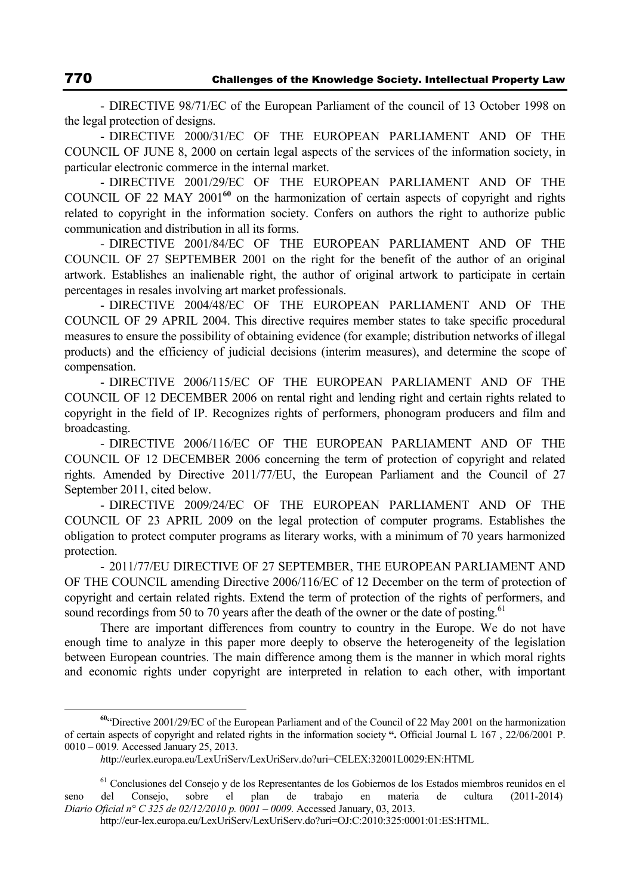- DIRECTIVE 98/71/EC of the European Parliament of the council of 13 October 1998 on the legal protection of designs.

- DIRECTIVE 2000/31/EC OF THE EUROPEAN PARLIAMENT AND OF THE COUNCIL OF JUNE 8, 2000 on certain legal aspects of the services of the information society, in particular electronic commerce in the internal market.

- DIRECTIVE 2001/29/EC OF THE EUROPEAN PARLIAMENT AND OF THE COUNCIL OF 22 MAY 2001[60] on the harmonization of certain aspects of copyright and rights related to copyright in the information society. Confers on authors the right to authorize public communication and distribution in all its forms.

- DIRECTIVE 2001/84/EC OF THE EUROPEAN PARLIAMENT AND OF THE COUNCIL OF 27 SEPTEMBER 2001 on the right for the benefit of the author of an original artwork. Establishes an inalienable right, the author of original artwork to participate in certain percentages in resales involving art market professionals.

- DIRECTIVE 2004/48/EC OF THE EUROPEAN PARLIAMENT AND OF THE COUNCIL OF 29 APRIL 2004. This directive requires member states to take specific procedural measures to ensure the possibility of obtaining evidence (for example; distribution networks of illegal products) and the efficiency of judicial decisions (interim measures), and determine the scope of compensation.

- DIRECTIVE 2006/115/EC OF THE EUROPEAN PARLIAMENT AND OF THE COUNCIL OF 12 DECEMBER 2006 on rental right and lending right and certain rights related to copyright in the field of IP. Recognizes rights of performers, phonogram producers and film and broadcasting.

- DIRECTIVE 2006/116/EC OF THE EUROPEAN PARLIAMENT AND OF THE COUNCIL OF 12 DECEMBER 2006 concerning the term of protection of copyright and related rights. Amended by Directive 2011/77/EU, the European Parliament and the Council of 27 September 2011, cited below.

- DIRECTIVE 2009/24/EC OF THE EUROPEAN PARLIAMENT AND OF THE COUNCIL OF 23 APRIL 2009 on the legal protection of computer programs. Establishes the obligation to protect computer programs as literary works, with a minimum of 70 years harmonized protection.

- 2011/77/EU DIRECTIVE OF 27 SEPTEMBER, THE EUROPEAN PARLIAMENT AND OF THE COUNCIL amending Directive 2006/116/EC of 12 December on the term of protection of copyright and certain related rights. Extend the term of protection of the rights of performers, and sound recordings from 50 to 70 years after the death of the owner or the date of posting.[61]

There are important differences from country to country in the Europe. We do not have enough time to analyze in this paper more deeply to observe the heterogeneity of the legislation between European countries. The main difference among them is the manner in which moral rights and economic rights under copyright are interpreted in relation to each other, with important

---

[60] "Directive 2001/29/EC of the European Parliament and of the Council of 22 May 2001 on the harmonization of certain aspects of copyright and related rights in the information society **".** Official Journal L 167 , 22/06/2001 P. 0010 – 0019*.* Accessed January 25, 2013.

*h*ttp://eurlex.europa.eu/LexUriServ/LexUriServ.do?uri=CELEX:32001L0029:EN:HTML

[61] Conclusiones del Consejo y de los Representantes de los Gobiernos de los Estados miembros reunidos en el seno del Consejo, sobre el plan de trabajo en materia de cultura (2011-2014) *Diario Oficial n° C 325 de 02/12/2010 p. 0001 – 0009.* Accessed January, 03, 2013.

http://eur-lex.europa.eu/LexUriServ/LexUriServ.do?uri=OJ:C:2010:325:0001:01:ES:HTML.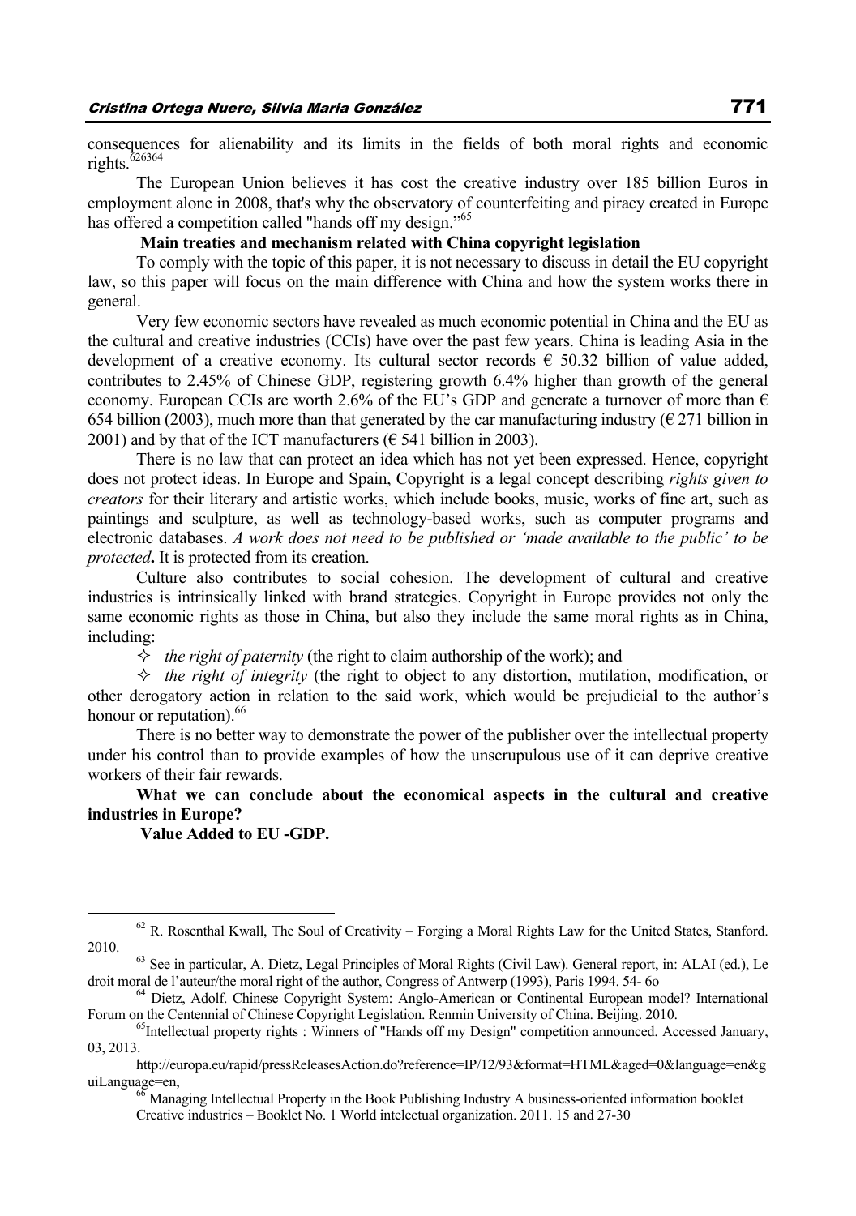consequences for alienability and its limits in the fields of both moral rights and economic rights.[62][63][64]

The European Union believes it has cost the creative industry over 185 billion Euros in employment alone in 2008, that's why the observatory of counterfeiting and piracy created in Europe has offered a competition called "hands off my design."[65]

**Main treaties and mechanism related with China copyright legislation**

To comply with the topic of this paper, it is not necessary to discuss in detail the EU copyright law, so this paper will focus on the main difference with China and how the system works there in general.

Very few economic sectors have revealed as much economic potential in China and the EU as the cultural and creative industries (CCIs) have over the past few years. China is leading Asia in the development of a creative economy. Its cultural sector records € 50.32 billion of value added, contributes to 2.45% of Chinese GDP, registering growth 6.4% higher than growth of the general economy. European CCIs are worth 2.6% of the EU's GDP and generate a turnover of more than € 654 billion (2003), much more than that generated by the car manufacturing industry (€ 271 billion in 2001) and by that of the ICT manufacturers (€ 541 billion in 2003).

There is no law that can protect an idea which has not yet been expressed. Hence, copyright does not protect ideas. In Europe and Spain, Copyright is a legal concept describing *rights given to creators* for their literary and artistic works, which include books, music, works of fine art, such as paintings and sculpture, as well as technology-based works, such as computer programs and electronic databases. *A work does not need to be published or 'made available to the public' to be protected***.** It is protected from its creation.

Culture also contributes to social cohesion. The development of cultural and creative industries is intrinsically linked with brand strategies. Copyright in Europe provides not only the same economic rights as those in China, but also they include the same moral rights as in China, including:

- *the right of paternity* (the right to claim authorship of the work); and
- *the right of integrity* (the right to object to any distortion, mutilation, modification, or other derogatory action in relation to the said work, which would be prejudicial to the author's honour or reputation).[66]

There is no better way to demonstrate the power of the publisher over the intellectual property under his control than to provide examples of how the unscrupulous use of it can deprive creative workers of their fair rewards.

**What we can conclude about the economical aspects in the cultural and creative industries in Europe?**

**Value Added to EU -GDP.**

---

[62] R. Rosenthal Kwall, The Soul of Creativity – Forging a Moral Rights Law for the United States, Stanford. 2010.

[63] See in particular, A. Dietz, Legal Principles of Moral Rights (Civil Law). General report, in: ALAI (ed.), Le droit moral de l'auteur/the moral right of the author, Congress of Antwerp (1993), Paris 1994. 54- 6o

[64] Dietz, Adolf. Chinese Copyright System: Anglo-American or Continental European model? International Forum on the Centennial of Chinese Copyright Legislation. Renmin University of China. Beijing. 2010.

[65] Intellectual property rights : Winners of "Hands off my Design" competition announced. Accessed January, 03, 2013.

http://europa.eu/rapid/pressReleasesAction.do?reference=IP/12/93&format=HTML&aged=0&language=en&guiLanguage=en,

[66] Managing Intellectual Property in the Book Publishing Industry A business-oriented information booklet Creative industries – Booklet No. 1 World intelectual organization. 2011. 15 and 27-30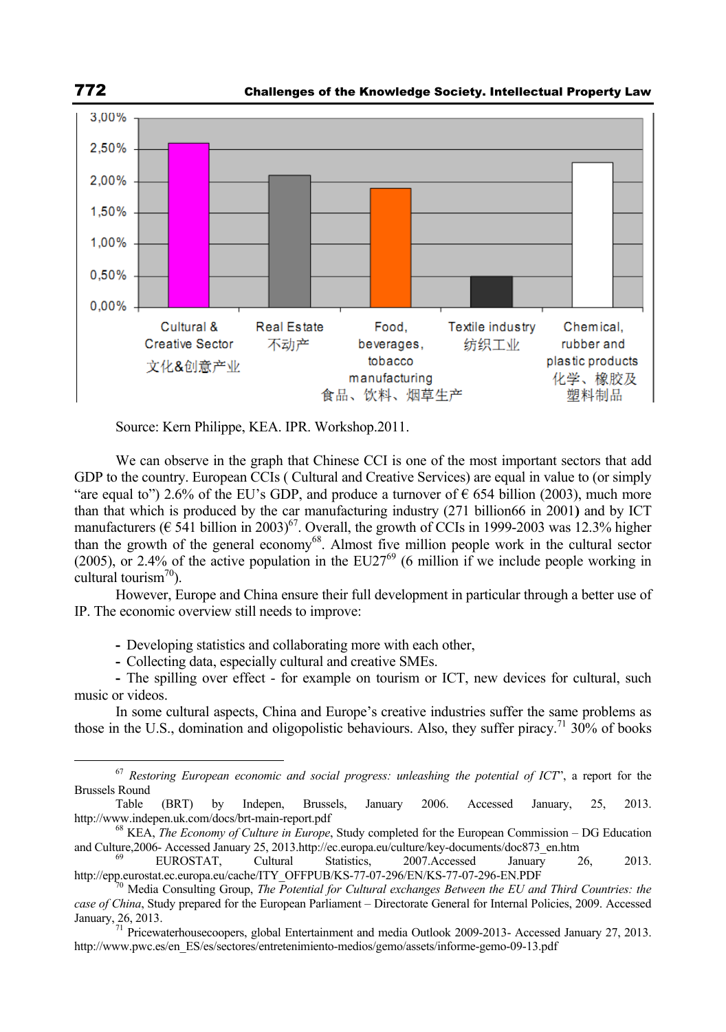Source: Kern Philippe, KEA. IPR. Workshop.2011.

We can observe in the graph that Chinese CCI is one of the most important sectors that add GDP to the country. European CCIs ( Cultural and Creative Services) are equal in value to (or simply "are equal to") 2.6% of the EU's GDP, and produce a turnover of € 654 billion (2003), much more than that which is produced by the car manufacturing industry (271 billion66 in 2001**)** and by ICT manufacturers (€ 541 billion in 2003)[67]. Overall, the growth of CCIs in 1999-2003 was 12.3% higher than the growth of the general economy[68]. Almost five million people work in the cultural sector (2005), or 2.4% of the active population in the EU27[69] (6 million if we include people working in cultural tourism[70]).

However, Europe and China ensure their full development in particular through a better use of IP. The economic overview still needs to improve:

- Developing statistics and collaborating more with each other,
- Collecting data, especially cultural and creative SMEs.
- The spilling over effect - for example on tourism or ICT, new devices for cultural, such music or videos.

In some cultural aspects, China and Europe's creative industries suffer the same problems as those in the U.S., domination and oligopolistic behaviours. Also, they suffer piracy.[71] 30% of books

---

[67] *Restoring European economic and social progress: unleashing the potential of ICT*", a report for the Brussels Round Table (BRT) by Indepen, Brussels, January 2006. Accessed January, 25, 2013. http://www.indepen.uk.com/docs/brt-main-report.pdf

[68] KEA, *The Economy of Culture in Europe*, Study completed for the European Commission – DG Education and Culture,2006- Accessed January 25, 2013.http://ec.europa.eu/culture/key-documents/doc873_en.htm

[69] EUROSTAT, Cultural Statistics, 2007.Accessed January 26, 2013. http://epp.eurostat.ec.europa.eu/cache/ITY_OFFPUB/KS-77-07-296/EN/KS-77-07-296-EN.PDF

[70] Media Consulting Group, *The Potential for Cultural exchanges Between the EU and Third Countries: the case of China*, Study prepared for the European Parliament – Directorate General for Internal Policies, 2009. Accessed January, 26, 2013.

[71] Pricewaterhousecoopers, global Entertainment and media Outlook 2009-2013- Accessed January 27, 2013. http://www.pwc.es/en_ES/es/sectores/entretenimiento-medios/gemo/assets/informe-gemo-09-13.pdf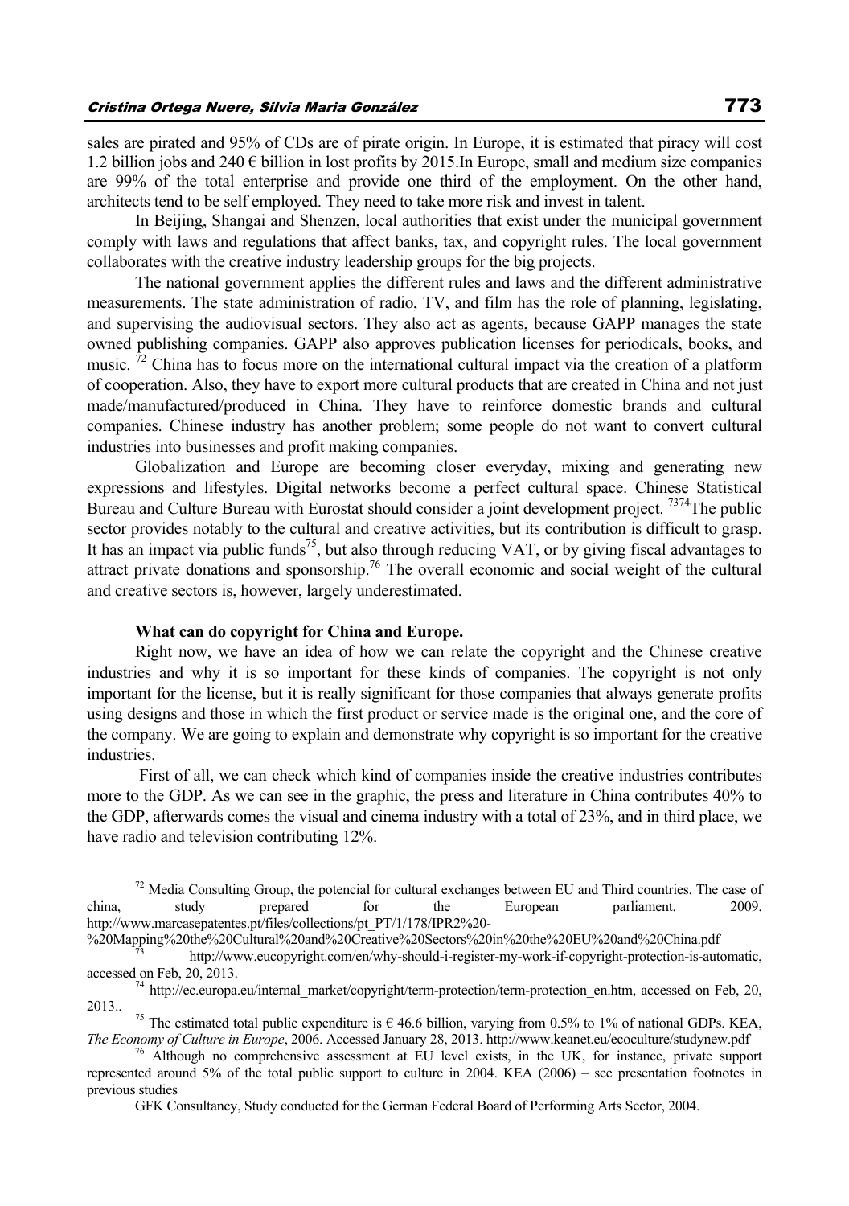sales are pirated and 95% of CDs are of pirate origin. In Europe, it is estimated that piracy will cost 1.2 billion jobs and 240 € billion in lost profits by 2015.In Europe, small and medium size companies are 99% of the total enterprise and provide one third of the employment. On the other hand, architects tend to be self employed. They need to take more risk and invest in talent.

In Beijing, Shangai and Shenzen, local authorities that exist under the municipal government comply with laws and regulations that affect banks, tax, and copyright rules. The local government collaborates with the creative industry leadership groups for the big projects.

The national government applies the different rules and laws and the different administrative measurements. The state administration of radio, TV, and film has the role of planning, legislating, and supervising the audiovisual sectors. They also act as agents, because GAPP manages the state owned publishing companies. GAPP also approves publication licenses for periodicals, books, and music. [72] China has to focus more on the international cultural impact via the creation of a platform of cooperation. Also, they have to export more cultural products that are created in China and not just made/manufactured/produced in China. They have to reinforce domestic brands and cultural companies. Chinese industry has another problem; some people do not want to convert cultural industries into businesses and profit making companies.

Globalization and Europe are becoming closer everyday, mixing and generating new expressions and lifestyles. Digital networks become a perfect cultural space. Chinese Statistical Bureau and Culture Bureau with Eurostat should consider a joint development project. [73][74]The public sector provides notably to the cultural and creative activities, but its contribution is difficult to grasp. It has an impact via public funds[75], but also through reducing VAT, or by giving fiscal advantages to attract private donations and sponsorship.[76] The overall economic and social weight of the cultural and creative sectors is, however, largely underestimated.

**What can do copyright for China and Europe.**

Right now, we have an idea of how we can relate the copyright and the Chinese creative industries and why it is so important for these kinds of companies. The copyright is not only important for the license, but it is really significant for those companies that always generate profits using designs and those in which the first product or service made is the original one, and the core of the company. We are going to explain and demonstrate why copyright is so important for the creative industries.

First of all, we can check which kind of companies inside the creative industries contributes more to the GDP. As we can see in the graphic, the press and literature in China contributes 40% to the GDP, afterwards comes the visual and cinema industry with a total of 23%, and in third place, we have radio and television contributing 12%.

---

[72] Media Consulting Group, the potencial for cultural exchanges between EU and Third countries. The case of china, study prepared for the European parliament. 2009. http://www.marcasepatentes.pt/files/collections/pt_PT/1/178/IPR2%20-%20Mapping%20the%20Cultural%20and%20Creative%20Sectors%20in%20the%20EU%20and%20China.pdf

[73] http://www.eucopyright.com/en/why-should-i-register-my-work-if-copyright-protection-is-automatic, accessed on Feb, 20, 2013.

[74] http://ec.europa.eu/internal_market/copyright/term-protection/term-protection_en.htm, accessed on Feb, 20, 2013..

[75] The estimated total public expenditure is € 46.6 billion, varying from 0.5% to 1% of national GDPs. KEA, *The Economy of Culture in Europe*, 2006. Accessed January 28, 2013. http://www.keanet.eu/ecoculture/studynew.pdf

[76] Although no comprehensive assessment at EU level exists, in the UK, for instance, private support represented around 5% of the total public support to culture in 2004. KEA (2006) – see presentation footnotes in previous studies

GFK Consultancy, Study conducted for the German Federal Board of Performing Arts Sector, 2004.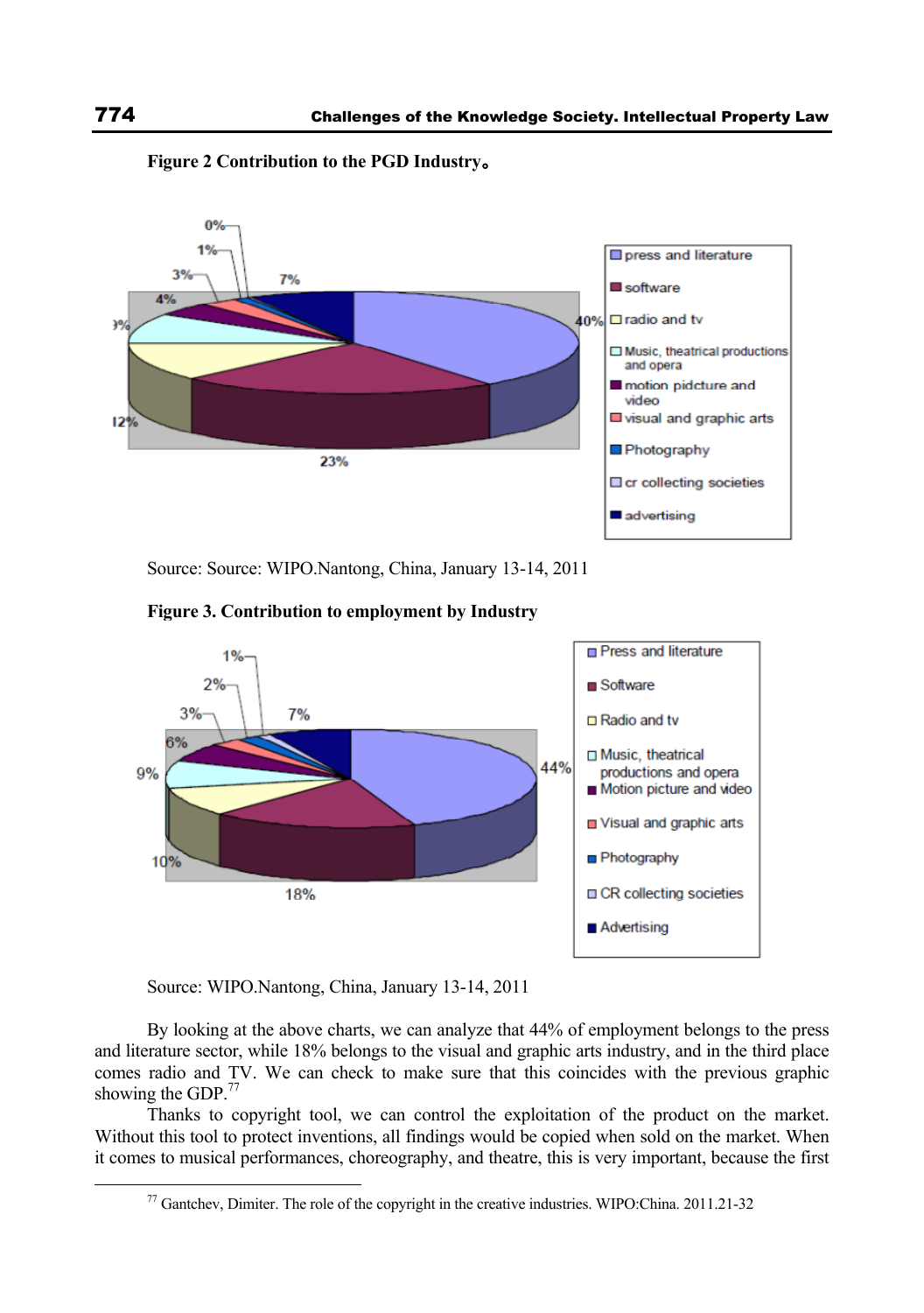**Figure 2 Contribution to the PGD Industry。**

Source: Source: WIPO.Nantong, China, January 13-14, 2011

**Figure 3. Contribution to employment by Industry**

Source: WIPO.Nantong, China, January 13-14, 2011

By looking at the above charts, we can analyze that 44% of employment belongs to the press and literature sector, while 18% belongs to the visual and graphic arts industry, and in the third place comes radio and TV. We can check to make sure that this coincides with the previous graphic showing the GDP.[77]

Thanks to copyright tool, we can control the exploitation of the product on the market. Without this tool to protect inventions, all findings would be copied when sold on the market. When it comes to musical performances, choreography, and theatre, this is very important, because the first

[77] Gantchev, Dimiter. The role of the copyright in the creative industries. WIPO:China. 2011.21-32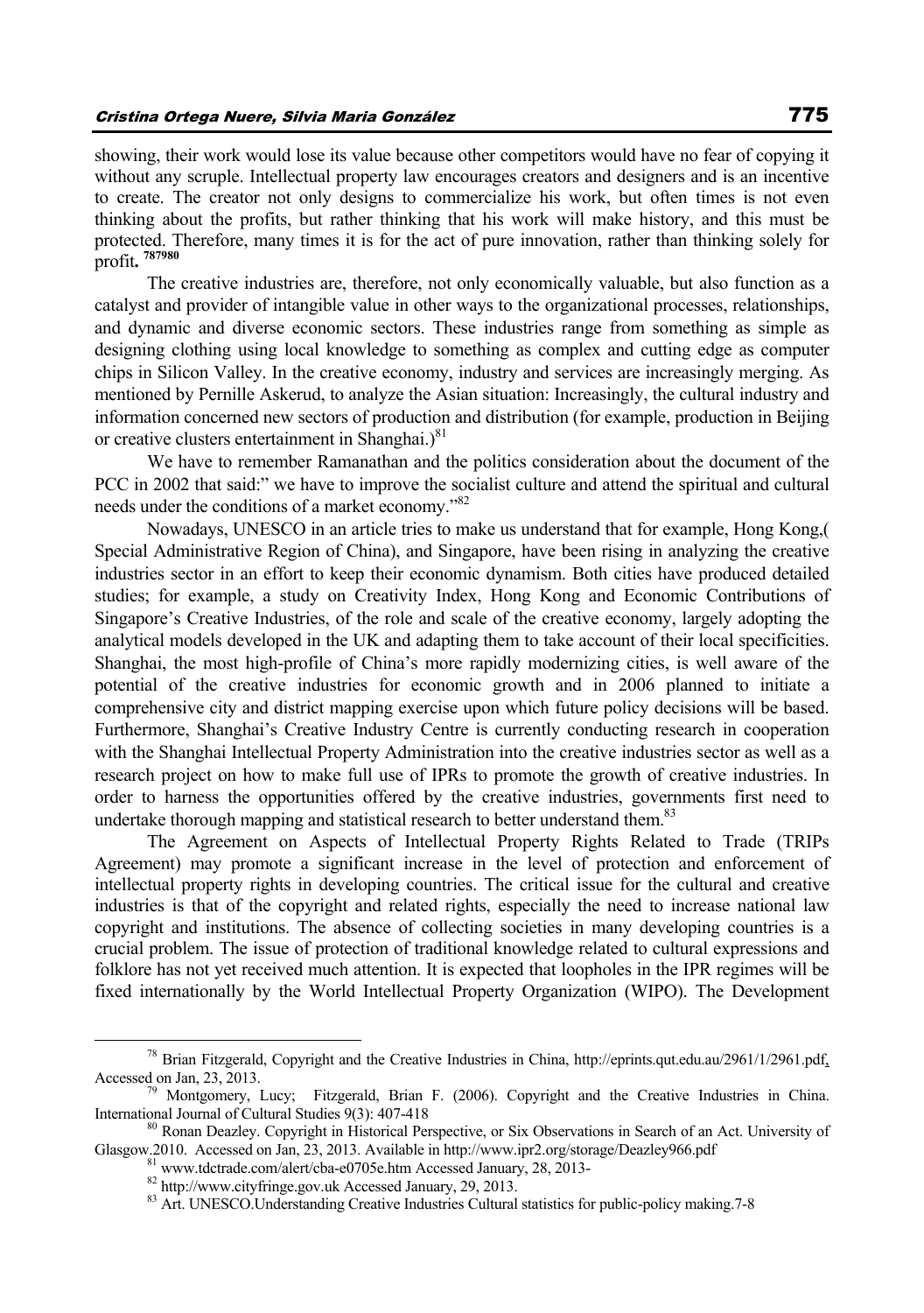showing, their work would lose its value because other competitors would have no fear of copying it without any scruple. Intellectual property law encourages creators and designers and is an incentive to create. The creator not only designs to commercialize his work, but often times is not even thinking about the profits, but rather thinking that his work will make history, and this must be protected. Therefore, many times it is for the act of pure innovation, rather than thinking solely for profit**.** [78][79][80]

The creative industries are, therefore, not only economically valuable, but also function as a catalyst and provider of intangible value in other ways to the organizational processes, relationships, and dynamic and diverse economic sectors. These industries range from something as simple as designing clothing using local knowledge to something as complex and cutting edge as computer chips in Silicon Valley. In the creative economy, industry and services are increasingly merging. As mentioned by Pernille Askerud, to analyze the Asian situation: Increasingly, the cultural industry and information concerned new sectors of production and distribution (for example, production in Beijing or creative clusters entertainment in Shanghai.)[81]

We have to remember Ramanathan and the politics consideration about the document of the PCC in 2002 that said:" we have to improve the socialist culture and attend the spiritual and cultural needs under the conditions of a market economy."[82]

Nowadays, UNESCO in an article tries to make us understand that for example, Hong Kong,( Special Administrative Region of China), and Singapore, have been rising in analyzing the creative industries sector in an effort to keep their economic dynamism. Both cities have produced detailed studies; for example, a study on Creativity Index, Hong Kong and Economic Contributions of Singapore's Creative Industries, of the role and scale of the creative economy, largely adopting the analytical models developed in the UK and adapting them to take account of their local specificities. Shanghai, the most high-profile of China's more rapidly modernizing cities, is well aware of the potential of the creative industries for economic growth and in 2006 planned to initiate a comprehensive city and district mapping exercise upon which future policy decisions will be based. Furthermore, Shanghai's Creative Industry Centre is currently conducting research in cooperation with the Shanghai Intellectual Property Administration into the creative industries sector as well as a research project on how to make full use of IPRs to promote the growth of creative industries. In order to harness the opportunities offered by the creative industries, governments first need to undertake thorough mapping and statistical research to better understand them.[83]

The Agreement on Aspects of Intellectual Property Rights Related to Trade (TRIPs Agreement) may promote a significant increase in the level of protection and enforcement of intellectual property rights in developing countries. The critical issue for the cultural and creative industries is that of the copyright and related rights, especially the need to increase national law copyright and institutions. The absence of collecting societies in many developing countries is a crucial problem. The issue of protection of traditional knowledge related to cultural expressions and folklore has not yet received much attention. It is expected that loopholes in the IPR regimes will be fixed internationally by the World Intellectual Property Organization (WIPO). The Development

---

[78] Brian Fitzgerald, Copyright and the Creative Industries in China, http://eprints.qut.edu.au/2961/1/2961.pdf, Accessed on Jan, 23, 2013.

[79] Montgomery, Lucy; Fitzgerald, Brian F. (2006). Copyright and the Creative Industries in China. International Journal of Cultural Studies 9(3): 407-418

[80] Ronan Deazley. Copyright in Historical Perspective, or Six Observations in Search of an Act. University of Glasgow.2010. Accessed on Jan, 23, 2013. Available in http://www.ipr2.org/storage/Deazley966.pdf

[81] www.tdctrade.com/alert/cba-e0705e.htm Accessed January, 28, 2013-

[82] http://www.cityfringe.gov.uk Accessed January, 29, 2013.

[83] Art. UNESCO.Understanding Creative Industries Cultural statistics for public-policy making.7-8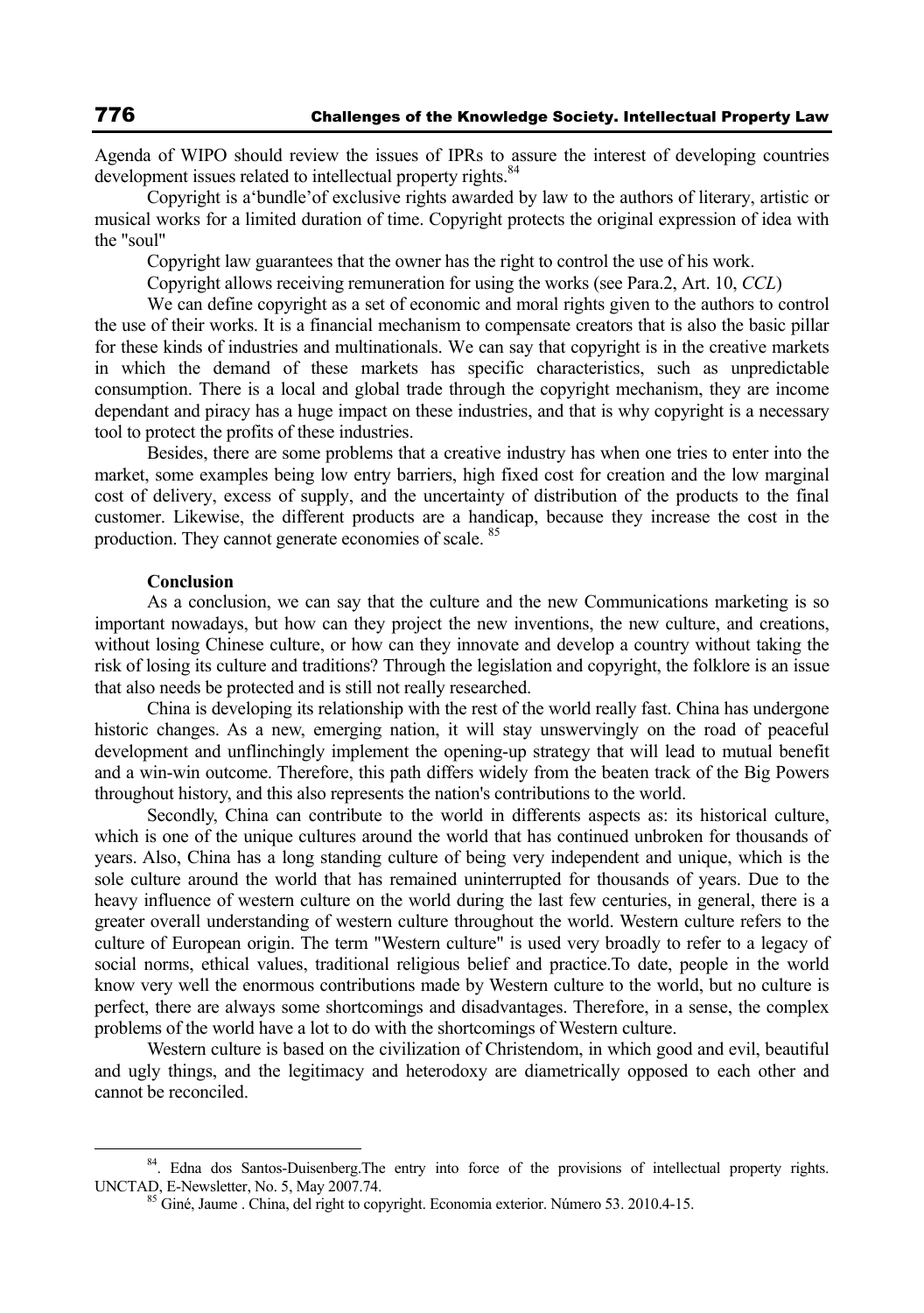Agenda of WIPO should review the issues of IPRs to assure the interest of developing countries development issues related to intellectual property rights.[84]

Copyright is a'bundle'of exclusive rights awarded by law to the authors of literary, artistic or musical works for a limited duration of time. Copyright protects the original expression of idea with the "soul"

Copyright law guarantees that the owner has the right to control the use of his work.

Copyright allows receiving remuneration for using the works (see Para.2, Art. 10, *CCL*)

We can define copyright as a set of economic and moral rights given to the authors to control the use of their works. It is a financial mechanism to compensate creators that is also the basic pillar for these kinds of industries and multinationals. We can say that copyright is in the creative markets in which the demand of these markets has specific characteristics, such as unpredictable consumption. There is a local and global trade through the copyright mechanism, they are income dependant and piracy has a huge impact on these industries, and that is why copyright is a necessary tool to protect the profits of these industries.

Besides, there are some problems that a creative industry has when one tries to enter into the market, some examples being low entry barriers, high fixed cost for creation and the low marginal cost of delivery, excess of supply, and the uncertainty of distribution of the products to the final customer. Likewise, the different products are a handicap, because they increase the cost in the production. They cannot generate economies of scale. [85]

**Conclusion**

As a conclusion, we can say that the culture and the new Communications marketing is so important nowadays, but how can they project the new inventions, the new culture, and creations, without losing Chinese culture, or how can they innovate and develop a country without taking the risk of losing its culture and traditions? Through the legislation and copyright, the folklore is an issue that also needs be protected and is still not really researched.

China is developing its relationship with the rest of the world really fast. China has undergone historic changes. As a new, emerging nation, it will stay unswervingly on the road of peaceful development and unflinchingly implement the opening-up strategy that will lead to mutual benefit and a win-win outcome. Therefore, this path differs widely from the beaten track of the Big Powers throughout history, and this also represents the nation's contributions to the world.

Secondly, China can contribute to the world in differents aspects as: its historical culture, which is one of the unique cultures around the world that has continued unbroken for thousands of years. Also, China has a long standing culture of being very independent and unique, which is the sole culture around the world that has remained uninterrupted for thousands of years. Due to the heavy influence of western culture on the world during the last few centuries, in general, there is a greater overall understanding of western culture throughout the world. Western culture refers to the culture of European origin. The term "Western culture" is used very broadly to refer to a legacy of social norms, ethical values, traditional religious belief and practice.To date, people in the world know very well the enormous contributions made by Western culture to the world, but no culture is perfect, there are always some shortcomings and disadvantages. Therefore, in a sense, the complex problems of the world have a lot to do with the shortcomings of Western culture.

Western culture is based on the civilization of Christendom, in which good and evil, beautiful and ugly things, and the legitimacy and heterodoxy are diametrically opposed to each other and cannot be reconciled.

---

[84]. Edna dos Santos-Duisenberg.The entry into force of the provisions of intellectual property rights. UNCTAD, E-Newsletter, No. 5, May 2007.74.

[85] Giné, Jaume . China, del right to copyright. Economia exterior. Número 53. 2010.4-15.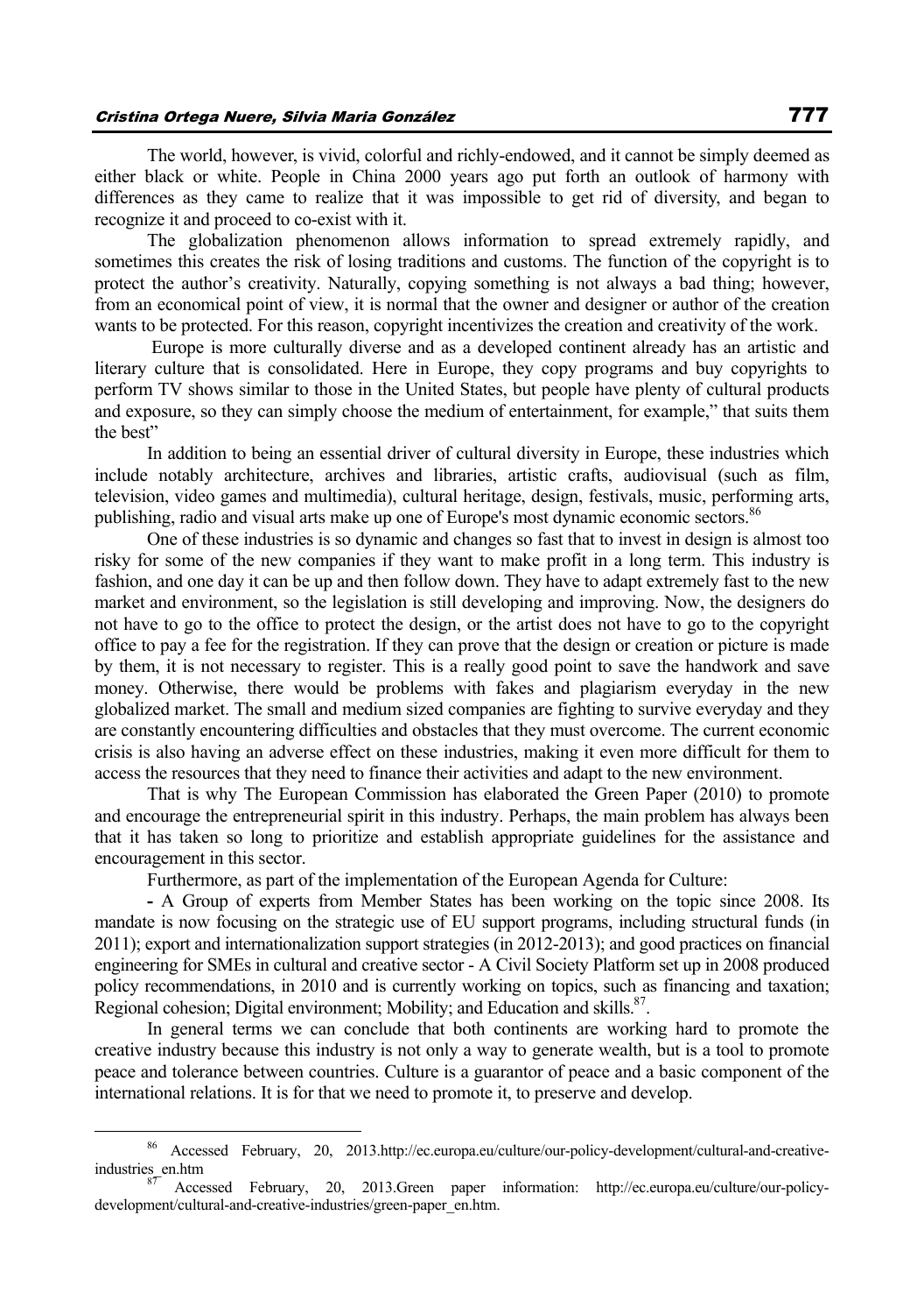The world, however, is vivid, colorful and richly-endowed, and it cannot be simply deemed as either black or white. People in China 2000 years ago put forth an outlook of harmony with differences as they came to realize that it was impossible to get rid of diversity, and began to recognize it and proceed to co-exist with it.

The globalization phenomenon allows information to spread extremely rapidly, and sometimes this creates the risk of losing traditions and customs. The function of the copyright is to protect the author's creativity. Naturally, copying something is not always a bad thing; however, from an economical point of view, it is normal that the owner and designer or author of the creation wants to be protected. For this reason, copyright incentivizes the creation and creativity of the work.

Europe is more culturally diverse and as a developed continent already has an artistic and literary culture that is consolidated. Here in Europe, they copy programs and buy copyrights to perform TV shows similar to those in the United States, but people have plenty of cultural products and exposure, so they can simply choose the medium of entertainment, for example," that suits them the best"

In addition to being an essential driver of cultural diversity in Europe, these industries which include notably architecture, archives and libraries, artistic crafts, audiovisual (such as film, television, video games and multimedia), cultural heritage, design, festivals, music, performing arts, publishing, radio and visual arts make up one of Europe's most dynamic economic sectors.[86]

One of these industries is so dynamic and changes so fast that to invest in design is almost too risky for some of the new companies if they want to make profit in a long term. This industry is fashion, and one day it can be up and then follow down. They have to adapt extremely fast to the new market and environment, so the legislation is still developing and improving. Now, the designers do not have to go to the office to protect the design, or the artist does not have to go to the copyright office to pay a fee for the registration. If they can prove that the design or creation or picture is made by them, it is not necessary to register. This is a really good point to save the handwork and save money. Otherwise, there would be problems with fakes and plagiarism everyday in the new globalized market. The small and medium sized companies are fighting to survive everyday and they are constantly encountering difficulties and obstacles that they must overcome. The current economic crisis is also having an adverse effect on these industries, making it even more difficult for them to access the resources that they need to finance their activities and adapt to the new environment.

That is why The European Commission has elaborated the Green Paper (2010) to promote and encourage the entrepreneurial spirit in this industry. Perhaps, the main problem has always been that it has taken so long to prioritize and establish appropriate guidelines for the assistance and encouragement in this sector.

Furthermore, as part of the implementation of the European Agenda for Culture:

- A Group of experts from Member States has been working on the topic since 2008. Its mandate is now focusing on the strategic use of EU support programs, including structural funds (in 2011); export and internationalization support strategies (in 2012-2013); and good practices on financial engineering for SMEs in cultural and creative sector - A Civil Society Platform set up in 2008 produced policy recommendations, in 2010 and is currently working on topics, such as financing and taxation; Regional cohesion; Digital environment; Mobility; and Education and skills.[87].

In general terms we can conclude that both continents are working hard to promote the creative industry because this industry is not only a way to generate wealth, but is a tool to promote peace and tolerance between countries. Culture is a guarantor of peace and a basic component of the international relations. It is for that we need to promote it, to preserve and develop.

---

[86] Accessed February, 20, 2013.http://ec.europa.eu/culture/our-policy-development/cultural-and-creative-industries_en.htm

[87] Accessed February, 20, 2013.Green paper information: http://ec.europa.eu/culture/our-policy-development/cultural-and-creative-industries/green-paper_en.htm.